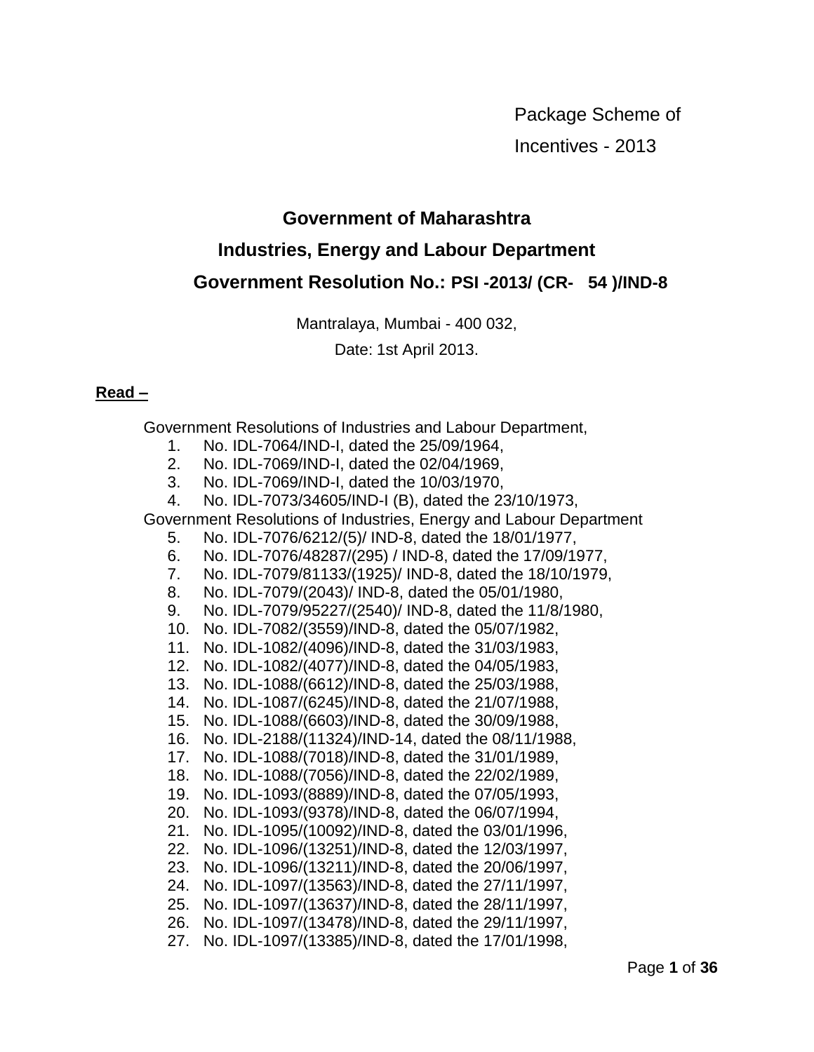Package Scheme of Incentives - 2013

# Government of Maharashtra

## Industries, Energy and Labour Department

## Government Resolution No.: PSI -2013/ (CR- 54 )/IND-8

Mantralaya, Mumbai - 400 032,

Date: 1st April 2013.

**Read –**

Government Resolutions of Industries and Labour Department,

1. No. IDL-7064/IND-I, dated the 25/09/1964,
2. No. IDL-7069/IND-I, dated the 02/04/1969,
3. No. IDL-7069/IND-I, dated the 10/03/1970,
4. No. IDL-7073/34605/IND-I (B), dated the 23/10/1973,

Government Resolutions of Industries, Energy and Labour Department

5. No. IDL-7076/6212/(5)/ IND-8, dated the 18/01/1977,
6. No. IDL-7076/48287/(295) / IND-8, dated the 17/09/1977,
7. No. IDL-7079/81133/(1925)/ IND-8, dated the 18/10/1979,
8. No. IDL-7079/(2043)/ IND-8, dated the 05/01/1980,
9. No. IDL-7079/95227/(2540)/ IND-8, dated the 11/8/1980,
10. No. IDL-7082/(3559)/IND-8, dated the 05/07/1982,
11. No. IDL-1082/(4096)/IND-8, dated the 31/03/1983,
12. No. IDL-1082/(4077)/IND-8, dated the 04/05/1983,
13. No. IDL-1088/(6612)/IND-8, dated the 25/03/1988,
14. No. IDL-1087/(6245)/IND-8, dated the 21/07/1988,
15. No. IDL-1088/(6603)/IND-8, dated the 30/09/1988,
16. No. IDL-2188/(11324)/IND-14, dated the 08/11/1988,
17. No. IDL-1088/(7018)/IND-8, dated the 31/01/1989,
18. No. IDL-1088/(7056)/IND-8, dated the 22/02/1989,
19. No. IDL-1093/(8889)/IND-8, dated the 07/05/1993,
20. No. IDL-1093/(9378)/IND-8, dated the 06/07/1994,
21. No. IDL-1095/(10092)/IND-8, dated the 03/01/1996,
22. No. IDL-1096/(13251)/IND-8, dated the 12/03/1997,
23. No. IDL-1096/(13211)/IND-8, dated the 20/06/1997,
24. No. IDL-1097/(13563)/IND-8, dated the 27/11/1997,
25. No. IDL-1097/(13637)/IND-8, dated the 28/11/1997,
26. No. IDL-1097/(13478)/IND-8, dated the 29/11/1997,
27. No. IDL-1097/(13385)/IND-8, dated the 17/01/1998,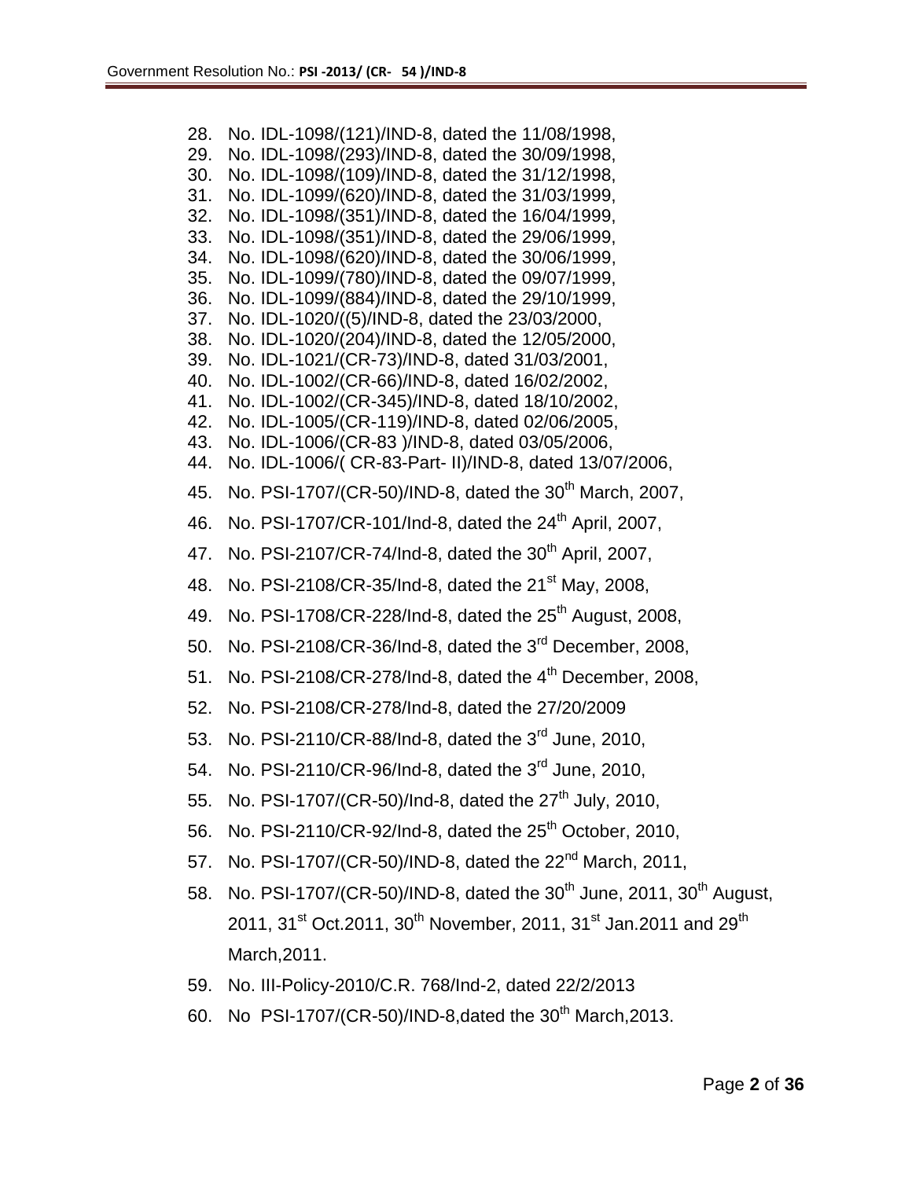28. No. IDL-1098/(121)/IND-8, dated the 11/08/1998,
29. No. IDL-1098/(293)/IND-8, dated the 30/09/1998,
30. No. IDL-1098/(109)/IND-8, dated the 31/12/1998,
31. No. IDL-1099/(620)/IND-8, dated the 31/03/1999,
32. No. IDL-1098/(351)/IND-8, dated the 16/04/1999,
33. No. IDL-1098/(351)/IND-8, dated the 29/06/1999,
34. No. IDL-1098/(620)/IND-8, dated the 30/06/1999,
35. No. IDL-1099/(780)/IND-8, dated the 09/07/1999,
36. No. IDL-1099/(884)/IND-8, dated the 29/10/1999,
37. No. IDL-1020/((5)/IND-8, dated the 23/03/2000,
38. No. IDL-1020/(204)/IND-8, dated the 12/05/2000,
39. No. IDL-1021/(CR-73)/IND-8, dated 31/03/2001,
40. No. IDL-1002/(CR-66)/IND-8, dated 16/02/2002,
41. No. IDL-1002/(CR-345)/IND-8, dated 18/10/2002,
42. No. IDL-1005/(CR-119)/IND-8, dated 02/06/2005,
43. No. IDL-1006/(CR-83 )/IND-8, dated 03/05/2006,
44. No. IDL-1006/( CR-83-Part- II)/IND-8, dated 13/07/2006,
45. No. PSI-1707/(CR-50)/IND-8, dated the 30th March, 2007,
46. No. PSI-1707/CR-101/Ind-8, dated the 24th April, 2007,
47. No. PSI-2107/CR-74/Ind-8, dated the 30th April, 2007,
48. No. PSI-2108/CR-35/Ind-8, dated the 21st May, 2008,
49. No. PSI-1708/CR-228/Ind-8, dated the 25th August, 2008,
50. No. PSI-2108/CR-36/Ind-8, dated the 3rd December, 2008,
51. No. PSI-2108/CR-278/Ind-8, dated the 4th December, 2008,
52. No. PSI-2108/CR-278/Ind-8, dated the 27/20/2009
53. No. PSI-2110/CR-88/Ind-8, dated the 3rd June, 2010,
54. No. PSI-2110/CR-96/Ind-8, dated the 3rd June, 2010,
55. No. PSI-1707/(CR-50)/Ind-8, dated the 27th July, 2010,
56. No. PSI-2110/CR-92/Ind-8, dated the 25th October, 2010,
57. No. PSI-1707/(CR-50)/IND-8, dated the 22nd March, 2011,
58. No. PSI-1707/(CR-50)/IND-8, dated the 30th June, 2011, 30th August, 2011, 31st Oct.2011, 30th November, 2011, 31st Jan.2011 and 29th March,2011.
59. No. III-Policy-2010/C.R. 768/Ind-2, dated 22/2/2013
60. No PSI-1707/(CR-50)/IND-8,dated the 30th March,2013.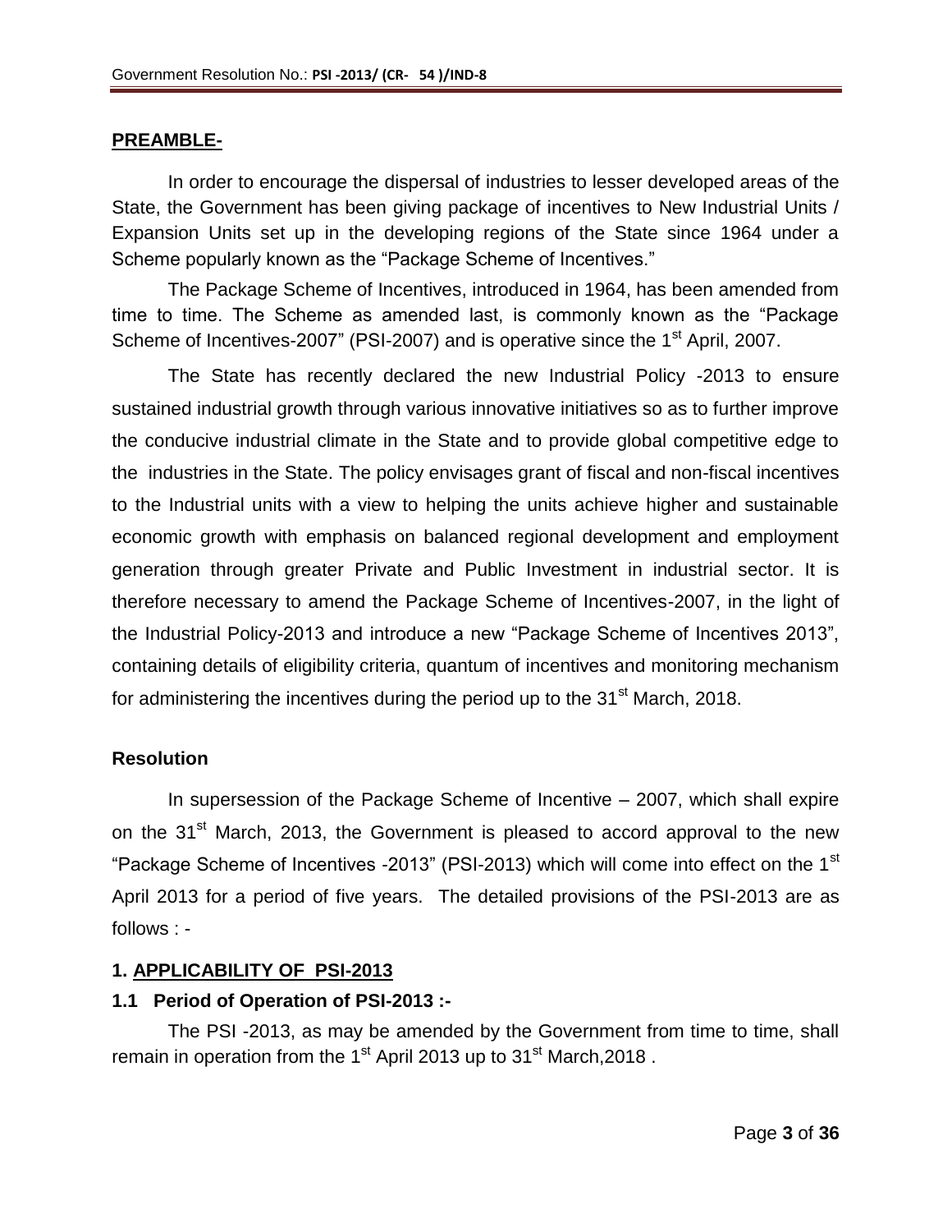**PREAMBLE-**

In order to encourage the dispersal of industries to lesser developed areas of the State, the Government has been giving package of incentives to New Industrial Units / Expansion Units set up in the developing regions of the State since 1964 under a Scheme popularly known as the "Package Scheme of Incentives."

The Package Scheme of Incentives, introduced in 1964, has been amended from time to time. The Scheme as amended last, is commonly known as the "Package Scheme of Incentives-2007" (PSI-2007) and is operative since the 1st April, 2007.

The State has recently declared the new Industrial Policy -2013 to ensure sustained industrial growth through various innovative initiatives so as to further improve the conducive industrial climate in the State and to provide global competitive edge to the industries in the State. The policy envisages grant of fiscal and non-fiscal incentives to the Industrial units with a view to helping the units achieve higher and sustainable economic growth with emphasis on balanced regional development and employment generation through greater Private and Public Investment in industrial sector. It is therefore necessary to amend the Package Scheme of Incentives-2007, in the light of the Industrial Policy-2013 and introduce a new "Package Scheme of Incentives 2013", containing details of eligibility criteria, quantum of incentives and monitoring mechanism for administering the incentives during the period up to the 31st March, 2018.

**Resolution**

In supersession of the Package Scheme of Incentive – 2007, which shall expire on the 31st March, 2013, the Government is pleased to accord approval to the new "Package Scheme of Incentives -2013" (PSI-2013) which will come into effect on the 1st April 2013 for a period of five years. The detailed provisions of the PSI-2013 are as follows : -

## 1. APPLICABILITY OF PSI-2013

### 1.1 Period of Operation of PSI-2013 :-

The PSI -2013, as may be amended by the Government from time to time, shall remain in operation from the 1st April 2013 up to 31st March,2018 .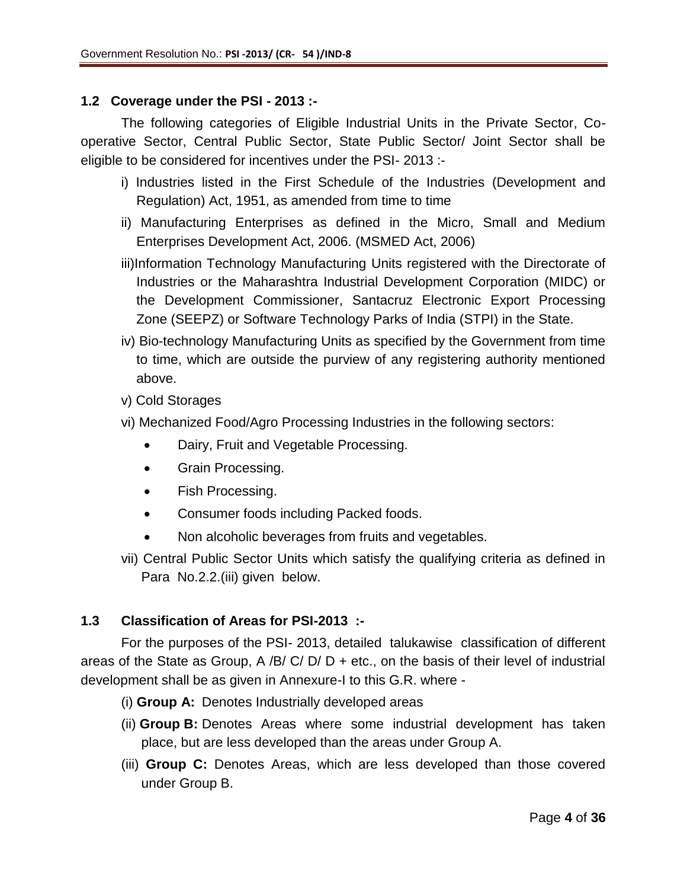### 1.2 Coverage under the PSI - 2013 :-

The following categories of Eligible Industrial Units in the Private Sector, Co-operative Sector, Central Public Sector, State Public Sector/ Joint Sector shall be eligible to be considered for incentives under the PSI- 2013 :-

i) Industries listed in the First Schedule of the Industries (Development and Regulation) Act, 1951, as amended from time to time

ii) Manufacturing Enterprises as defined in the Micro, Small and Medium Enterprises Development Act, 2006. (MSMED Act, 2006)

iii) Information Technology Manufacturing Units registered with the Directorate of Industries or the Maharashtra Industrial Development Corporation (MIDC) or the Development Commissioner, Santacruz Electronic Export Processing Zone (SEEPZ) or Software Technology Parks of India (STPI) in the State.

iv) Bio-technology Manufacturing Units as specified by the Government from time to time, which are outside the purview of any registering authority mentioned above.

v) Cold Storages

vi) Mechanized Food/Agro Processing Industries in the following sectors:

- Dairy, Fruit and Vegetable Processing.
- Grain Processing.
- Fish Processing.
- Consumer foods including Packed foods.
- Non alcoholic beverages from fruits and vegetables.

vii) Central Public Sector Units which satisfy the qualifying criteria as defined in Para No.2.2.(iii) given below.

### 1.3 Classification of Areas for PSI-2013 :-

For the purposes of the PSI- 2013, detailed talukawise classification of different areas of the State as Group, A /B/ C/ D/ D + etc., on the basis of their level of industrial development shall be as given in Annexure-I to this G.R. where -

(i) **Group A:** Denotes Industrially developed areas

(ii) **Group B:** Denotes Areas where some industrial development has taken place, but are less developed than the areas under Group A.

(iii) **Group C:** Denotes Areas, which are less developed than those covered under Group B.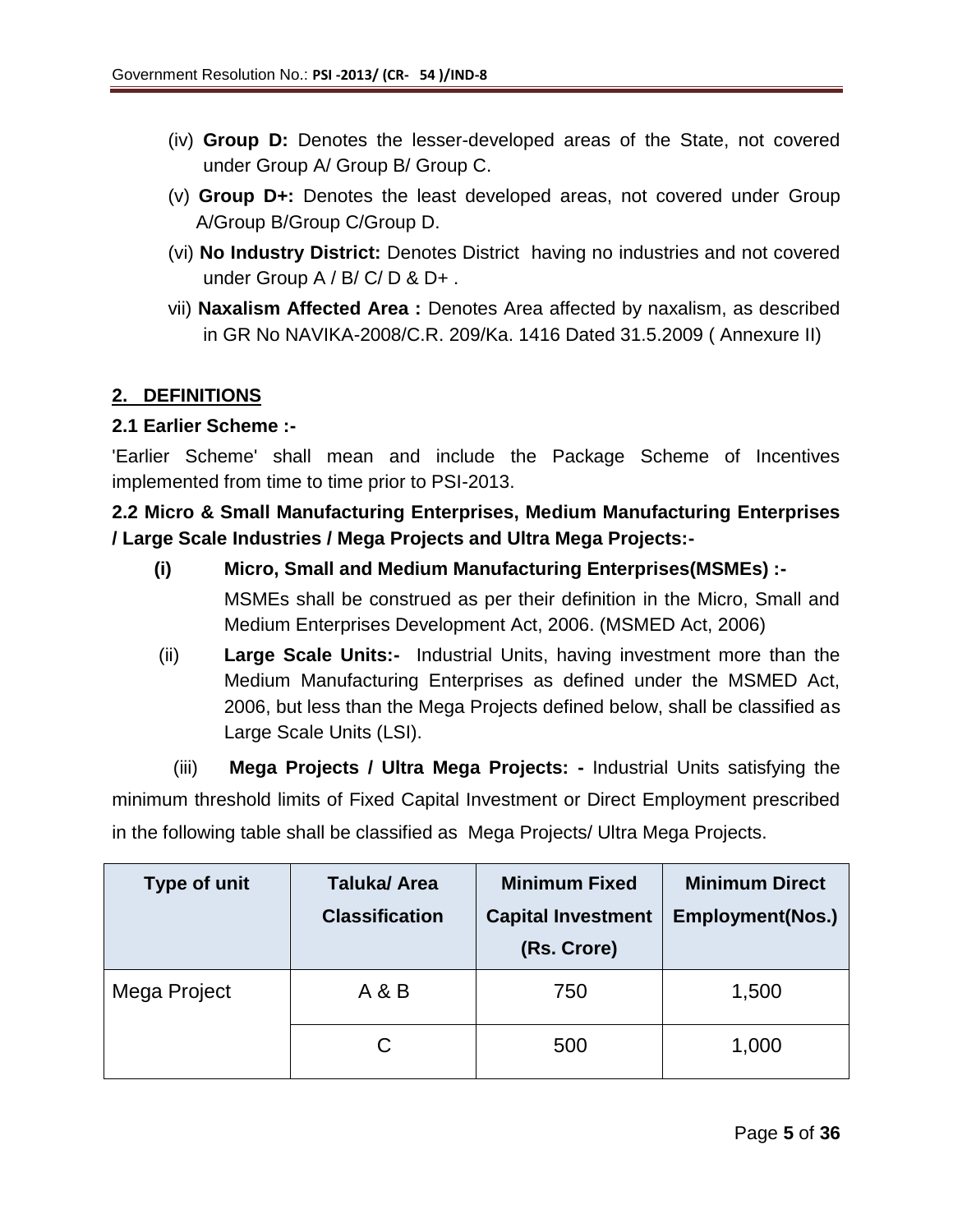(iv) **Group D:** Denotes the lesser-developed areas of the State, not covered under Group A/ Group B/ Group C.

(v) **Group D+:** Denotes the least developed areas, not covered under Group A/Group B/Group C/Group D.

(vi) **No Industry District:** Denotes District having no industries and not covered under Group A / B/ C/ D & D+ .

vii) **Naxalism Affected Area :** Denotes Area affected by naxalism, as described in GR No NAVIKA-2008/C.R. 209/Ka. 1416 Dated 31.5.2009 ( Annexure II)

## 2. DEFINITIONS

### 2.1 Earlier Scheme :-

'Earlier Scheme' shall mean and include the Package Scheme of Incentives implemented from time to time prior to PSI-2013.

### 2.2 Micro & Small Manufacturing Enterprises, Medium Manufacturing Enterprises / Large Scale Industries / Mega Projects and Ultra Mega Projects:-

**(i) Micro, Small and Medium Manufacturing Enterprises(MSMEs) :-**

MSMEs shall be construed as per their definition in the Micro, Small and Medium Enterprises Development Act, 2006. (MSMED Act, 2006)

(ii) **Large Scale Units:-** Industrial Units, having investment more than the Medium Manufacturing Enterprises as defined under the MSMED Act, 2006, but less than the Mega Projects defined below, shall be classified as Large Scale Units (LSI).

(iii) **Mega Projects / Ultra Mega Projects: -** Industrial Units satisfying the minimum threshold limits of Fixed Capital Investment or Direct Employment prescribed in the following table shall be classified as Mega Projects/ Ultra Mega Projects.

| Type of unit | Taluka/ Area Classification | Minimum Fixed Capital Investment (Rs. Crore) | Minimum Direct Employment(Nos.) |
|---|---|---|---|
| Mega Project | A & B | 750 | 1,500 |
| | C | 500 | 1,000 |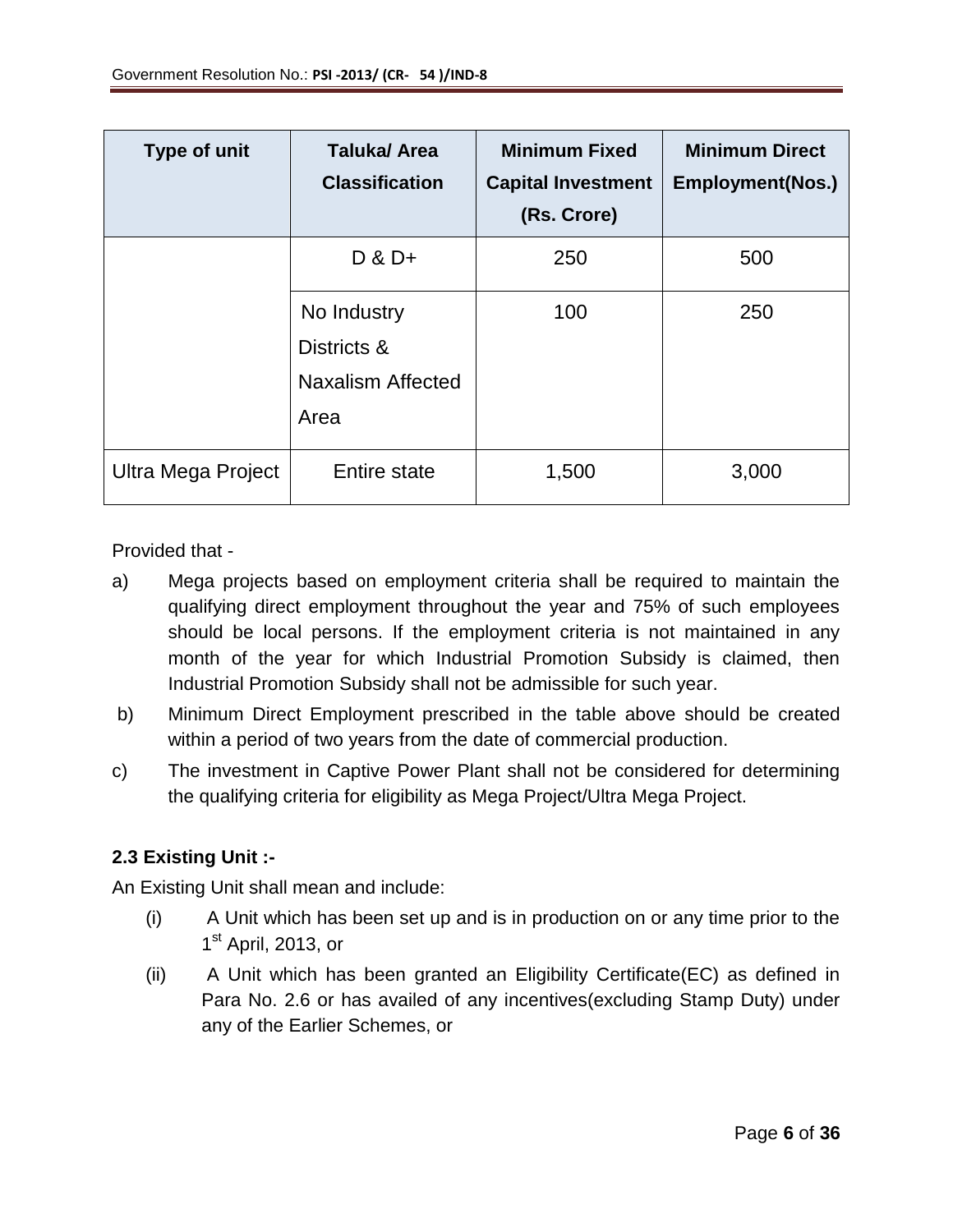| Type of unit | Taluka/ Area Classification | Minimum Fixed Capital Investment (Rs. Crore) | Minimum Direct Employment(Nos.) |
|---|---|---|---|
| | D & D+ | 250 | 500 |
| | No Industry Districts & Naxalism Affected Area | 100 | 250 |
| Ultra Mega Project | Entire state | 1,500 | 3,000 |

Provided that -

a) Mega projects based on employment criteria shall be required to maintain the qualifying direct employment throughout the year and 75% of such employees should be local persons. If the employment criteria is not maintained in any month of the year for which Industrial Promotion Subsidy is claimed, then Industrial Promotion Subsidy shall not be admissible for such year.

b) Minimum Direct Employment prescribed in the table above should be created within a period of two years from the date of commercial production.

c) The investment in Captive Power Plant shall not be considered for determining the qualifying criteria for eligibility as Mega Project/Ultra Mega Project.

**2.3 Existing Unit :-**

An Existing Unit shall mean and include:

(i) A Unit which has been set up and is in production on or any time prior to the 1st April, 2013, or

(ii) A Unit which has been granted an Eligibility Certificate(EC) as defined in Para No. 2.6 or has availed of any incentives(excluding Stamp Duty) under any of the Earlier Schemes, or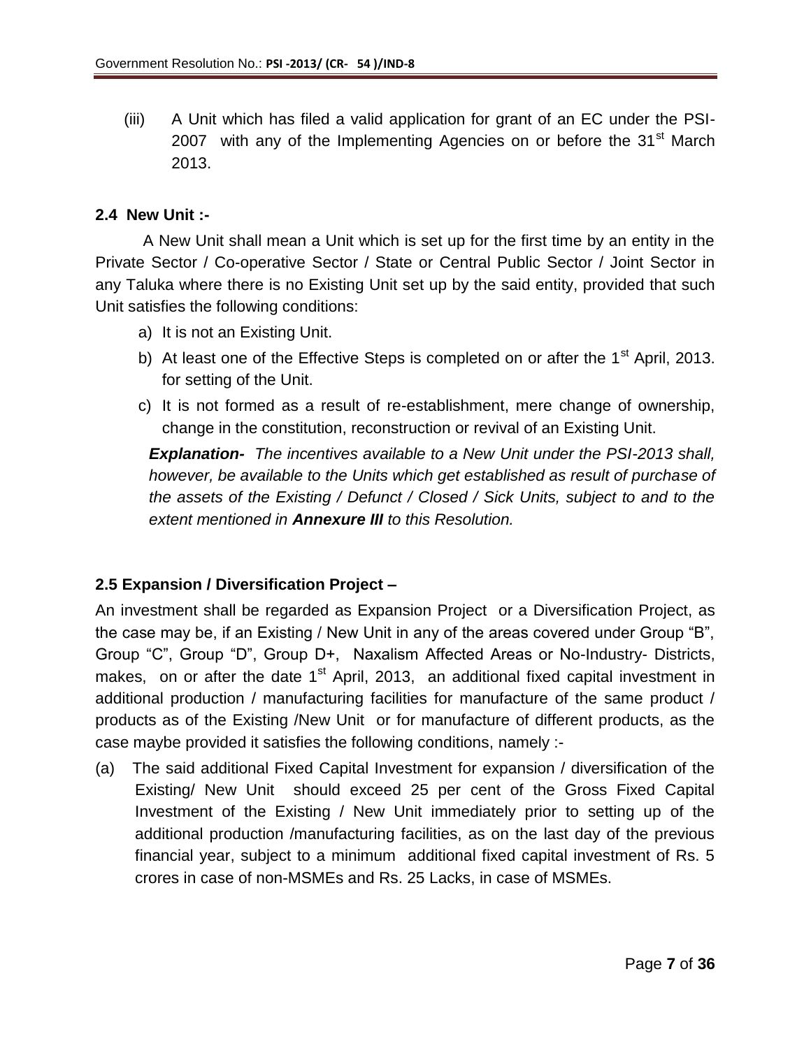(iii) A Unit which has filed a valid application for grant of an EC under the PSI-2007 with any of the Implementing Agencies on or before the 31st March 2013.

**2.4 New Unit :-**

A New Unit shall mean a Unit which is set up for the first time by an entity in the Private Sector / Co-operative Sector / State or Central Public Sector / Joint Sector in any Taluka where there is no Existing Unit set up by the said entity, provided that such Unit satisfies the following conditions:

a) It is not an Existing Unit.
b) At least one of the Effective Steps is completed on or after the 1st April, 2013. for setting of the Unit.
c) It is not formed as a result of re-establishment, mere change of ownership, change in the constitution, reconstruction or revival of an Existing Unit.

***Explanation-*** *The incentives available to a New Unit under the PSI-2013 shall, however, be available to the Units which get established as result of purchase of the assets of the Existing / Defunct / Closed / Sick Units, subject to and to the extent mentioned in* ***Annexure III*** *to this Resolution.*

**2.5 Expansion / Diversification Project –**

An investment shall be regarded as Expansion Project or a Diversification Project, as the case may be, if an Existing / New Unit in any of the areas covered under Group "B", Group "C", Group "D", Group D+, Naxalism Affected Areas or No-Industry- Districts, makes, on or after the date 1st April, 2013, an additional fixed capital investment in additional production / manufacturing facilities for manufacture of the same product / products as of the Existing /New Unit or for manufacture of different products, as the case maybe provided it satisfies the following conditions, namely :-

(a) The said additional Fixed Capital Investment for expansion / diversification of the Existing/ New Unit should exceed 25 per cent of the Gross Fixed Capital Investment of the Existing / New Unit immediately prior to setting up of the additional production /manufacturing facilities, as on the last day of the previous financial year, subject to a minimum additional fixed capital investment of Rs. 5 crores in case of non-MSMEs and Rs. 25 Lacks, in case of MSMEs.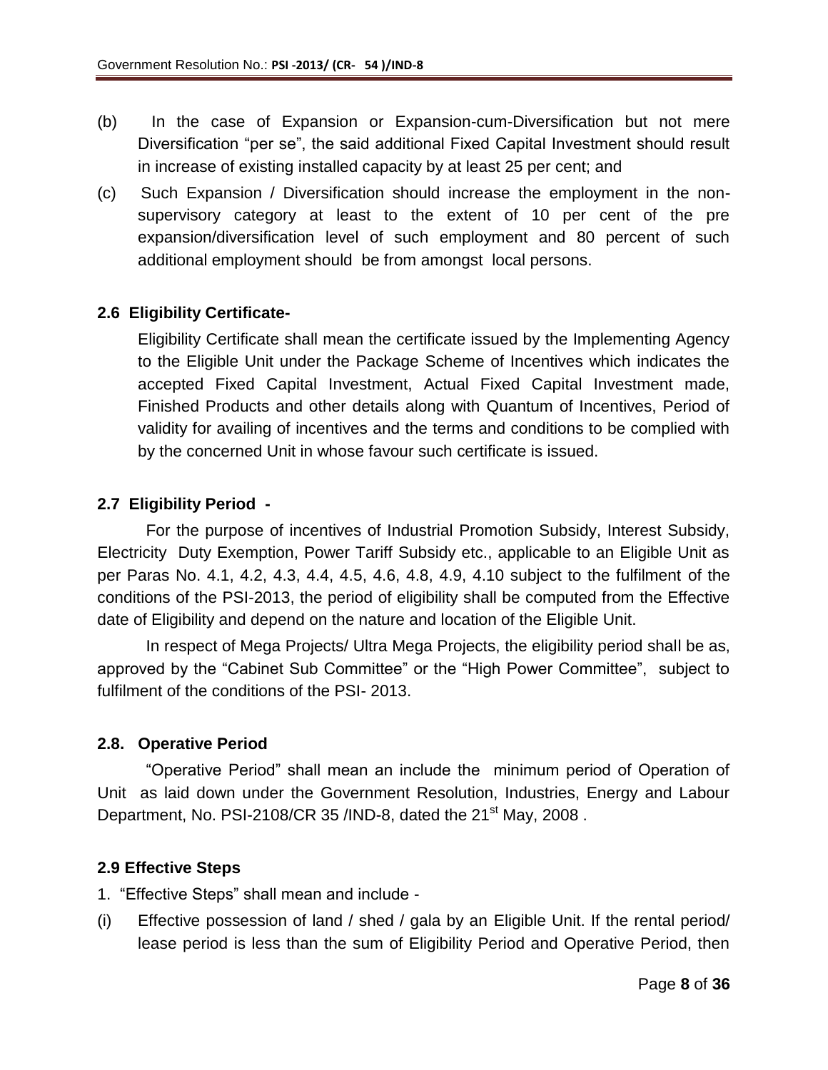(b) In the case of Expansion or Expansion-cum-Diversification but not mere Diversification "per se", the said additional Fixed Capital Investment should result in increase of existing installed capacity by at least 25 per cent; and

(c) Such Expansion / Diversification should increase the employment in the non-supervisory category at least to the extent of 10 per cent of the pre expansion/diversification level of such employment and 80 percent of such additional employment should be from amongst local persons.

### 2.6 Eligibility Certificate-

Eligibility Certificate shall mean the certificate issued by the Implementing Agency to the Eligible Unit under the Package Scheme of Incentives which indicates the accepted Fixed Capital Investment, Actual Fixed Capital Investment made, Finished Products and other details along with Quantum of Incentives, Period of validity for availing of incentives and the terms and conditions to be complied with by the concerned Unit in whose favour such certificate is issued.

### 2.7 Eligibility Period -

For the purpose of incentives of Industrial Promotion Subsidy, Interest Subsidy, Electricity Duty Exemption, Power Tariff Subsidy etc., applicable to an Eligible Unit as per Paras No. 4.1, 4.2, 4.3, 4.4, 4.5, 4.6, 4.8, 4.9, 4.10 subject to the fulfilment of the conditions of the PSI-2013, the period of eligibility shall be computed from the Effective date of Eligibility and depend on the nature and location of the Eligible Unit.

In respect of Mega Projects/ Ultra Mega Projects, the eligibility period shall be as, approved by the "Cabinet Sub Committee" or the "High Power Committee", subject to fulfilment of the conditions of the PSI- 2013.

### 2.8. Operative Period

"Operative Period" shall mean an include the minimum period of Operation of Unit as laid down under the Government Resolution, Industries, Energy and Labour Department, No. PSI-2108/CR 35 /IND-8, dated the 21st May, 2008 .

### 2.9 Effective Steps

1. "Effective Steps" shall mean and include -

(i) Effective possession of land / shed / gala by an Eligible Unit. If the rental period/ lease period is less than the sum of Eligibility Period and Operative Period, then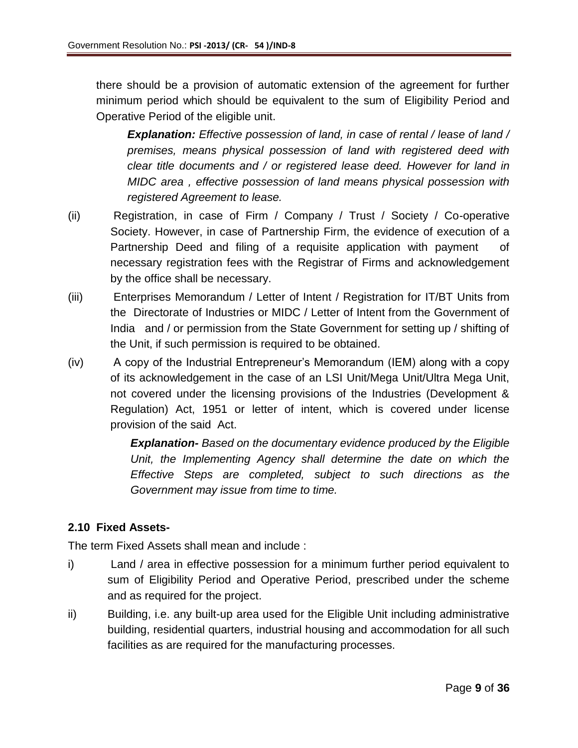there should be a provision of automatic extension of the agreement for further minimum period which should be equivalent to the sum of Eligibility Period and Operative Period of the eligible unit.

> ***Explanation:*** *Effective possession of land, in case of rental / lease of land / premises, means physical possession of land with registered deed with clear title documents and / or registered lease deed. However for land in MIDC area , effective possession of land means physical possession with registered Agreement to lease.*

(ii) Registration, in case of Firm / Company / Trust / Society / Co-operative Society. However, in case of Partnership Firm, the evidence of execution of a Partnership Deed and filing of a requisite application with payment of necessary registration fees with the Registrar of Firms and acknowledgement by the office shall be necessary.

(iii) Enterprises Memorandum / Letter of Intent / Registration for IT/BT Units from the Directorate of Industries or MIDC / Letter of Intent from the Government of India and / or permission from the State Government for setting up / shifting of the Unit, if such permission is required to be obtained.

(iv) A copy of the Industrial Entrepreneur's Memorandum (IEM) along with a copy of its acknowledgement in the case of an LSI Unit/Mega Unit/Ultra Mega Unit, not covered under the licensing provisions of the Industries (Development & Regulation) Act, 1951 or letter of intent, which is covered under license provision of the said Act.

> ***Explanation-*** *Based on the documentary evidence produced by the Eligible Unit, the Implementing Agency shall determine the date on which the Effective Steps are completed, subject to such directions as the Government may issue from time to time.*

### 2.10 Fixed Assets-

The term Fixed Assets shall mean and include :

i) Land / area in effective possession for a minimum further period equivalent to sum of Eligibility Period and Operative Period, prescribed under the scheme and as required for the project.

ii) Building, i.e. any built-up area used for the Eligible Unit including administrative building, residential quarters, industrial housing and accommodation for all such facilities as are required for the manufacturing processes.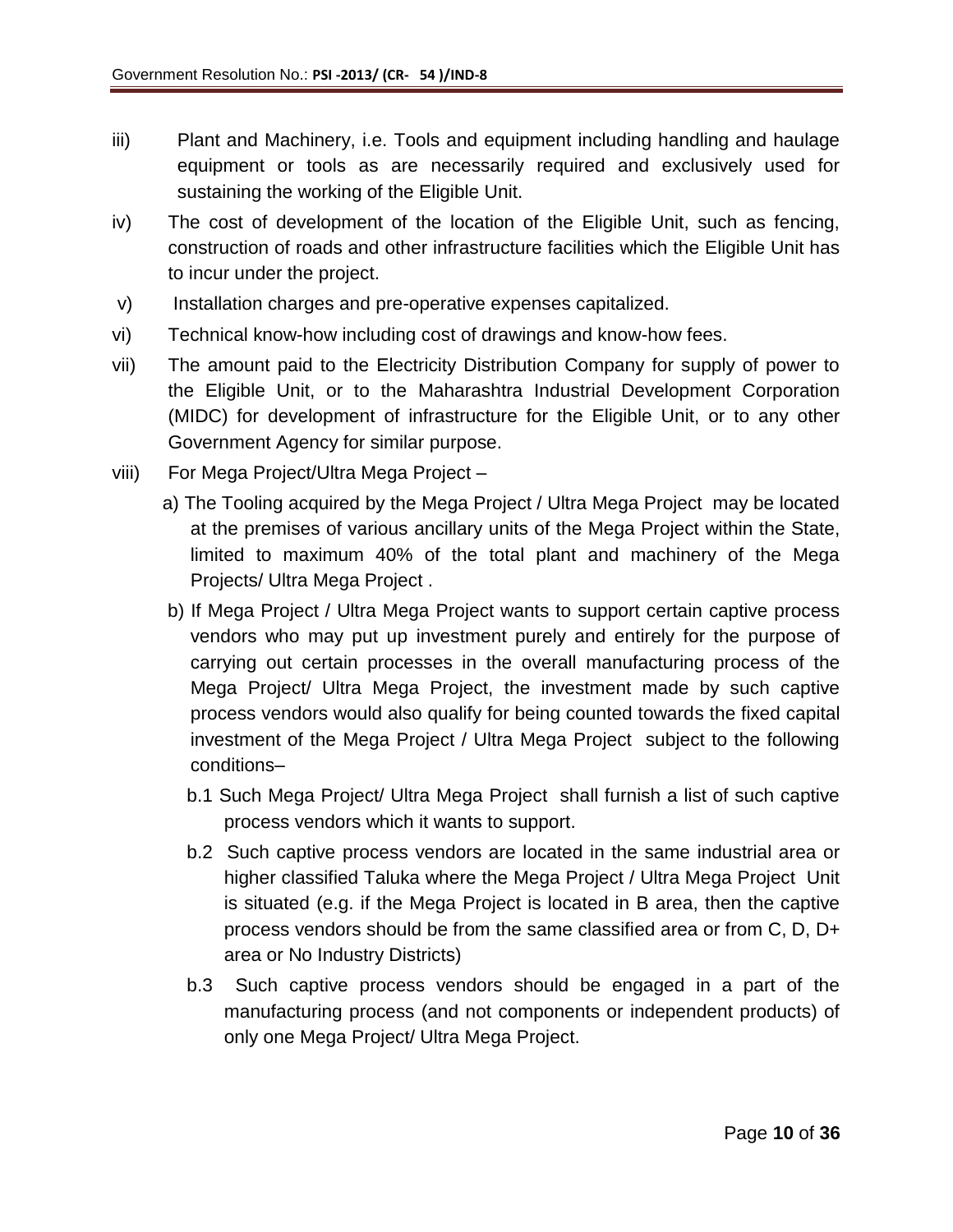iii) Plant and Machinery, i.e. Tools and equipment including handling and haulage equipment or tools as are necessarily required and exclusively used for sustaining the working of the Eligible Unit.

iv) The cost of development of the location of the Eligible Unit, such as fencing, construction of roads and other infrastructure facilities which the Eligible Unit has to incur under the project.

v) Installation charges and pre-operative expenses capitalized.

vi) Technical know-how including cost of drawings and know-how fees.

vii) The amount paid to the Electricity Distribution Company for supply of power to the Eligible Unit, or to the Maharashtra Industrial Development Corporation (MIDC) for development of infrastructure for the Eligible Unit, or to any other Government Agency for similar purpose.

viii) For Mega Project/Ultra Mega Project –

a) The Tooling acquired by the Mega Project / Ultra Mega Project may be located at the premises of various ancillary units of the Mega Project within the State, limited to maximum 40% of the total plant and machinery of the Mega Projects/ Ultra Mega Project .

b) If Mega Project / Ultra Mega Project wants to support certain captive process vendors who may put up investment purely and entirely for the purpose of carrying out certain processes in the overall manufacturing process of the Mega Project/ Ultra Mega Project, the investment made by such captive process vendors would also qualify for being counted towards the fixed capital investment of the Mega Project / Ultra Mega Project subject to the following conditions–

b.1 Such Mega Project/ Ultra Mega Project shall furnish a list of such captive process vendors which it wants to support.

b.2 Such captive process vendors are located in the same industrial area or higher classified Taluka where the Mega Project / Ultra Mega Project Unit is situated (e.g. if the Mega Project is located in B area, then the captive process vendors should be from the same classified area or from C, D, D+ area or No Industry Districts)

b.3 Such captive process vendors should be engaged in a part of the manufacturing process (and not components or independent products) of only one Mega Project/ Ultra Mega Project.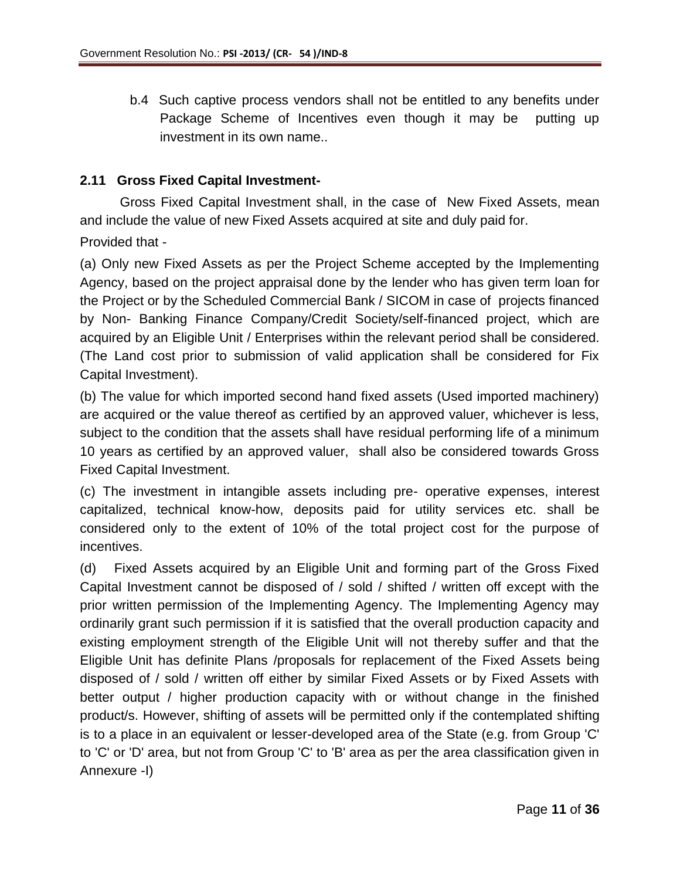b.4 Such captive process vendors shall not be entitled to any benefits under Package Scheme of Incentives even though it may be putting up investment in its own name..

### 2.11 Gross Fixed Capital Investment-

Gross Fixed Capital Investment shall, in the case of New Fixed Assets, mean and include the value of new Fixed Assets acquired at site and duly paid for.

Provided that -

(a) Only new Fixed Assets as per the Project Scheme accepted by the Implementing Agency, based on the project appraisal done by the lender who has given term loan for the Project or by the Scheduled Commercial Bank / SICOM in case of projects financed by Non- Banking Finance Company/Credit Society/self-financed project, which are acquired by an Eligible Unit / Enterprises within the relevant period shall be considered. (The Land cost prior to submission of valid application shall be considered for Fix Capital Investment).

(b) The value for which imported second hand fixed assets (Used imported machinery) are acquired or the value thereof as certified by an approved valuer, whichever is less, subject to the condition that the assets shall have residual performing life of a minimum 10 years as certified by an approved valuer, shall also be considered towards Gross Fixed Capital Investment.

(c) The investment in intangible assets including pre- operative expenses, interest capitalized, technical know-how, deposits paid for utility services etc. shall be considered only to the extent of 10% of the total project cost for the purpose of incentives.

(d) Fixed Assets acquired by an Eligible Unit and forming part of the Gross Fixed Capital Investment cannot be disposed of / sold / shifted / written off except with the prior written permission of the Implementing Agency. The Implementing Agency may ordinarily grant such permission if it is satisfied that the overall production capacity and existing employment strength of the Eligible Unit will not thereby suffer and that the Eligible Unit has definite Plans /proposals for replacement of the Fixed Assets being disposed of / sold / written off either by similar Fixed Assets or by Fixed Assets with better output / higher production capacity with or without change in the finished product/s. However, shifting of assets will be permitted only if the contemplated shifting is to a place in an equivalent or lesser-developed area of the State (e.g. from Group 'C' to 'C' or 'D' area, but not from Group 'C' to 'B' area as per the area classification given in Annexure -I)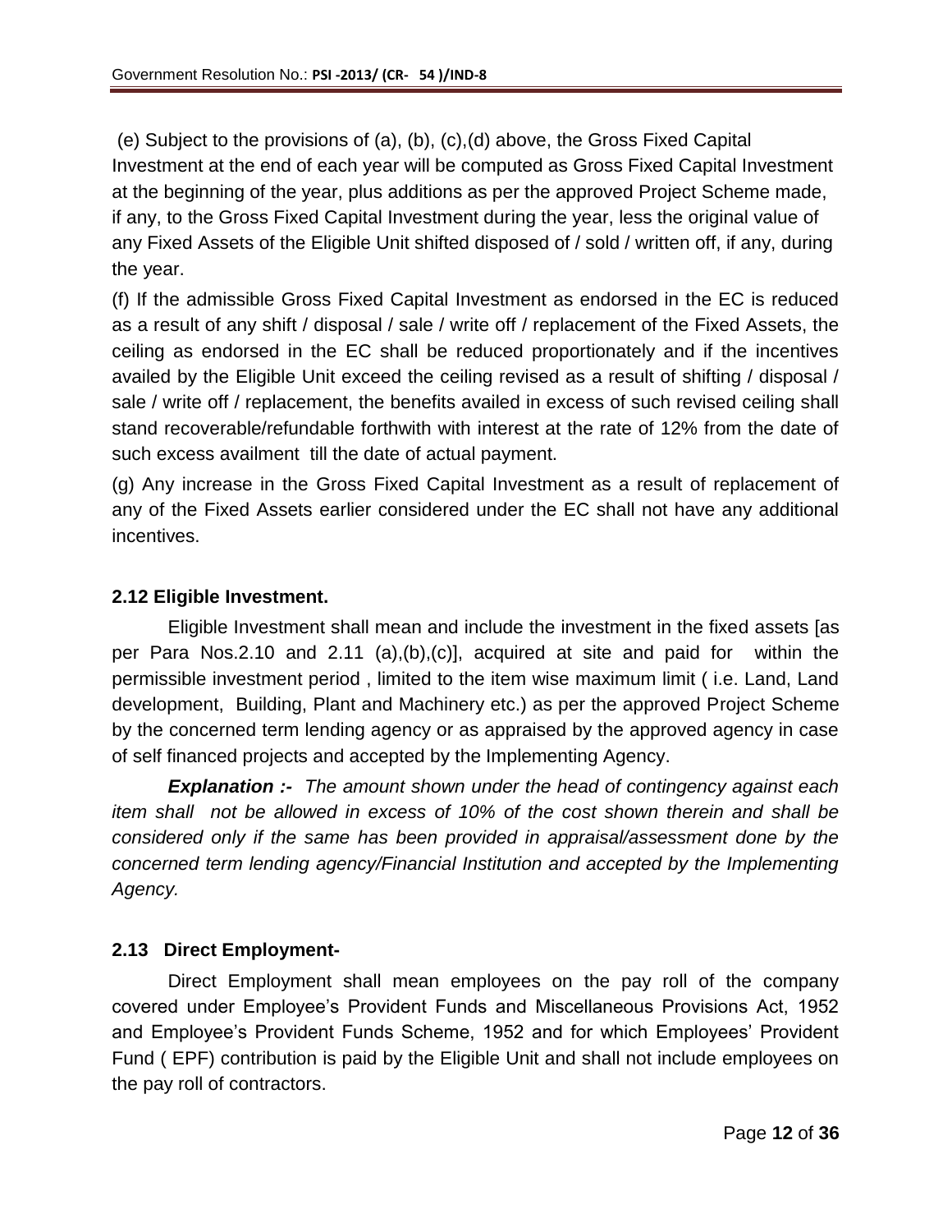(e) Subject to the provisions of (a), (b), (c),(d) above, the Gross Fixed Capital Investment at the end of each year will be computed as Gross Fixed Capital Investment at the beginning of the year, plus additions as per the approved Project Scheme made, if any, to the Gross Fixed Capital Investment during the year, less the original value of any Fixed Assets of the Eligible Unit shifted disposed of / sold / written off, if any, during the year.

(f) If the admissible Gross Fixed Capital Investment as endorsed in the EC is reduced as a result of any shift / disposal / sale / write off / replacement of the Fixed Assets, the ceiling as endorsed in the EC shall be reduced proportionately and if the incentives availed by the Eligible Unit exceed the ceiling revised as a result of shifting / disposal / sale / write off / replacement, the benefits availed in excess of such revised ceiling shall stand recoverable/refundable forthwith with interest at the rate of 12% from the date of such excess availment till the date of actual payment.

(g) Any increase in the Gross Fixed Capital Investment as a result of replacement of any of the Fixed Assets earlier considered under the EC shall not have any additional incentives.

**2.12 Eligible Investment.**

Eligible Investment shall mean and include the investment in the fixed assets [as per Para Nos.2.10 and 2.11 (a),(b),(c)], acquired at site and paid for within the permissible investment period , limited to the item wise maximum limit ( i.e. Land, Land development, Building, Plant and Machinery etc.) as per the approved Project Scheme by the concerned term lending agency or as appraised by the approved agency in case of self financed projects and accepted by the Implementing Agency.

***Explanation :-*** *The amount shown under the head of contingency against each item shall not be allowed in excess of 10% of the cost shown therein and shall be considered only if the same has been provided in appraisal/assessment done by the concerned term lending agency/Financial Institution and accepted by the Implementing Agency.*

**2.13 Direct Employment-**

Direct Employment shall mean employees on the pay roll of the company covered under Employee's Provident Funds and Miscellaneous Provisions Act, 1952 and Employee's Provident Funds Scheme, 1952 and for which Employees' Provident Fund ( EPF) contribution is paid by the Eligible Unit and shall not include employees on the pay roll of contractors.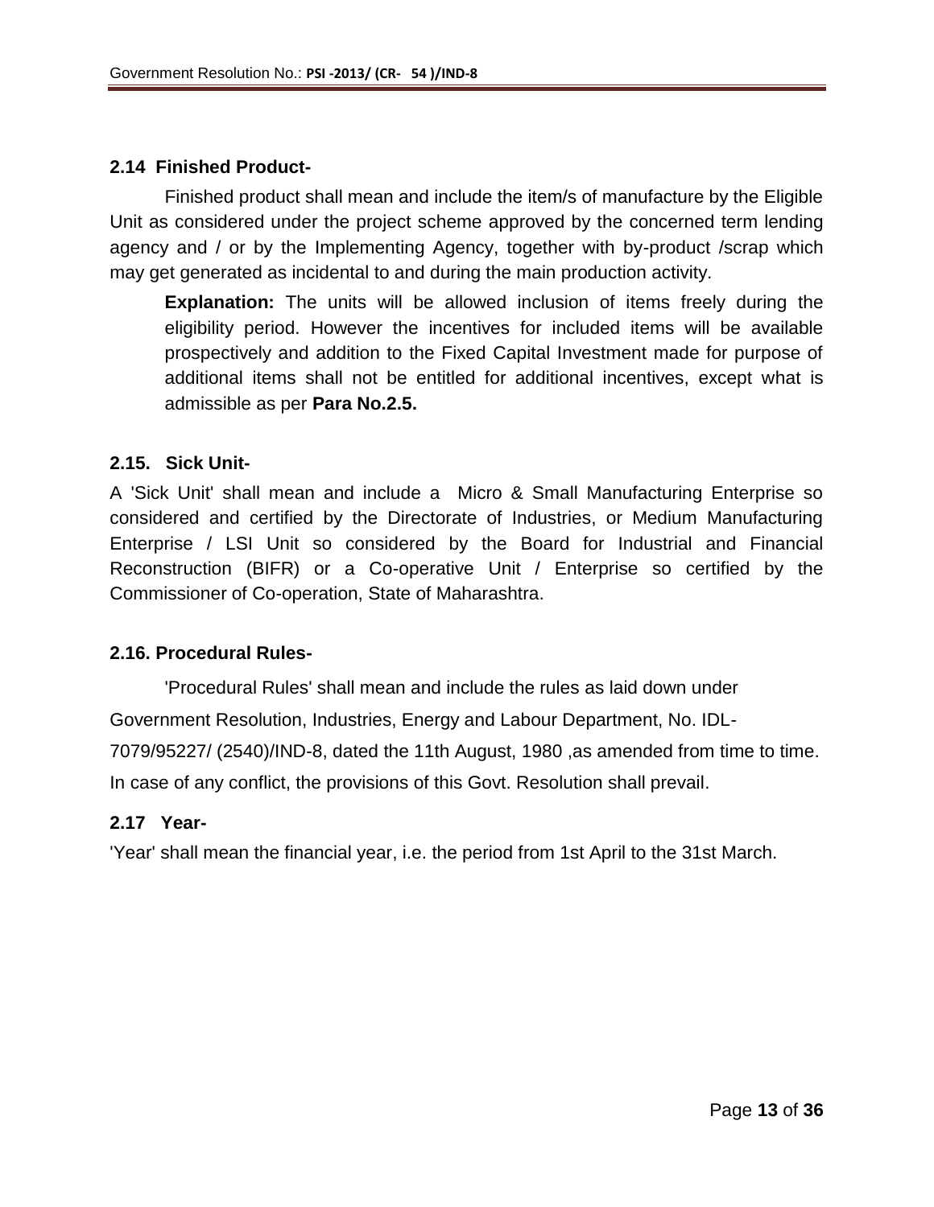### 2.14 Finished Product-

Finished product shall mean and include the item/s of manufacture by the Eligible Unit as considered under the project scheme approved by the concerned term lending agency and / or by the Implementing Agency, together with by-product /scrap which may get generated as incidental to and during the main production activity.

> **Explanation:** The units will be allowed inclusion of items freely during the eligibility period. However the incentives for included items will be available prospectively and addition to the Fixed Capital Investment made for purpose of additional items shall not be entitled for additional incentives, except what is admissible as per **Para No.2.5.**

### 2.15. Sick Unit-

A 'Sick Unit' shall mean and include a Micro & Small Manufacturing Enterprise so considered and certified by the Directorate of Industries, or Medium Manufacturing Enterprise / LSI Unit so considered by the Board for Industrial and Financial Reconstruction (BIFR) or a Co-operative Unit / Enterprise so certified by the Commissioner of Co-operation, State of Maharashtra.

### 2.16. Procedural Rules-

'Procedural Rules' shall mean and include the rules as laid down under Government Resolution, Industries, Energy and Labour Department, No. IDL-7079/95227/ (2540)/IND-8, dated the 11th August, 1980 ,as amended from time to time. In case of any conflict, the provisions of this Govt. Resolution shall prevail.

### 2.17 Year-

'Year' shall mean the financial year, i.e. the period from 1st April to the 31st March.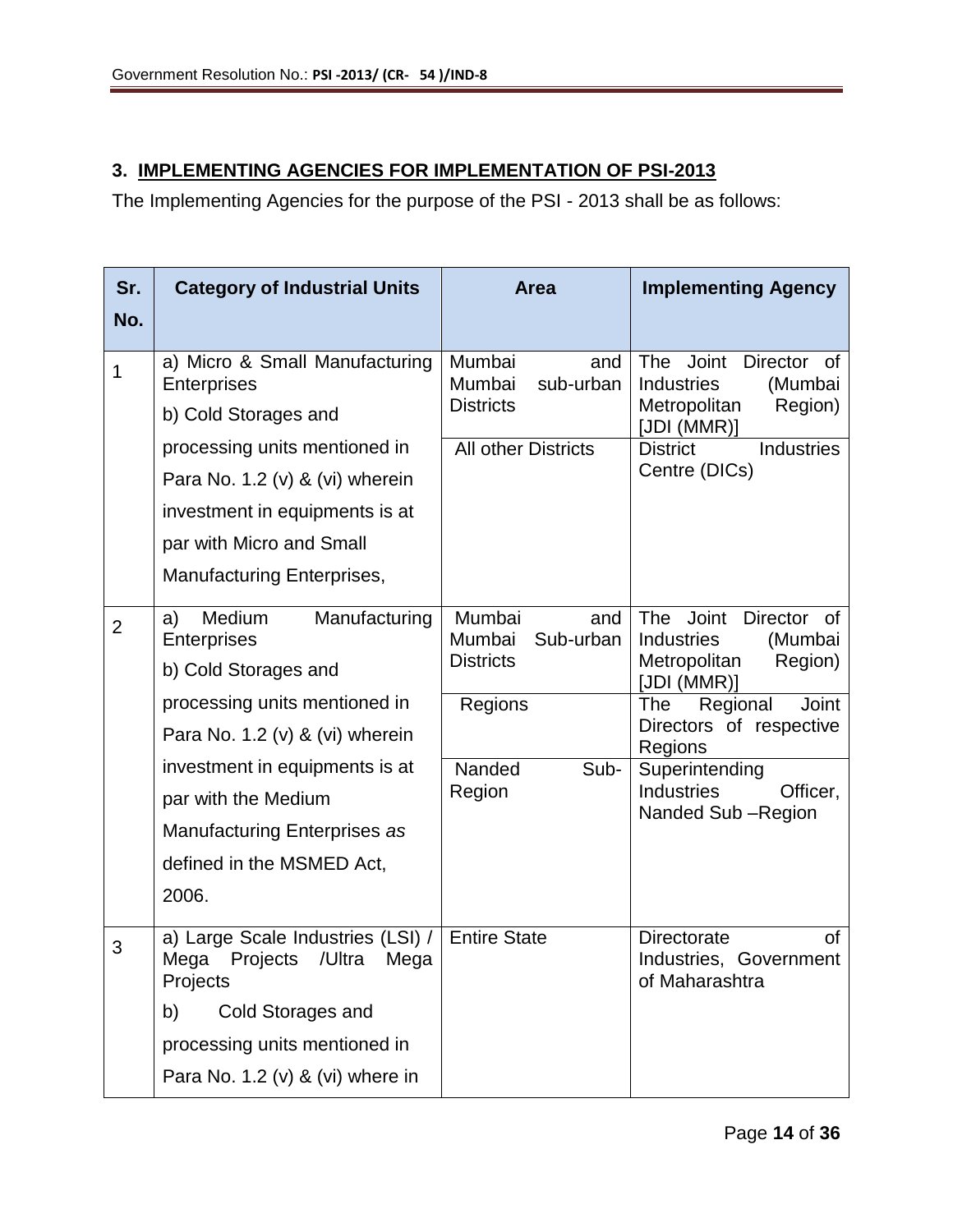### 3. IMPLEMENTING AGENCIES FOR IMPLEMENTATION OF PSI-2013

The Implementing Agencies for the purpose of the PSI - 2013 shall be as follows:

| Sr. No. | Category of Industrial Units | Area | Implementing Agency |
|---|---|---|---|
| 1 | a) Micro & Small Manufacturing Enterprises<br>b) Cold Storages and processing units mentioned in Para No. 1.2 (v) & (vi) wherein investment in equipments is at par with Micro and Small Manufacturing Enterprises, | Mumbai and Mumbai sub-urban Districts | The Joint Director of Industries (Mumbai Metropolitan Region) [JDI (MMR)] |
| | | All other Districts | District Industries Centre (DICs) |
| 2 | a) Medium Manufacturing Enterprises<br>b) Cold Storages and processing units mentioned in Para No. 1.2 (v) & (vi) wherein investment in equipments is at par with the Medium Manufacturing Enterprises *as* defined in the MSMED Act, 2006. | Mumbai and Mumbai Sub-urban Districts | The Joint Director of Industries (Mumbai Metropolitan Region) [JDI (MMR)] |
| | | Regions | The Regional Joint Directors of respective Regions |
| | | Nanded Sub-Region | Superintending Industries Officer, Nanded Sub –Region |
| 3 | a) Large Scale Industries (LSI) / Mega Projects /Ultra Mega Projects<br>b) Cold Storages and processing units mentioned in Para No. 1.2 (v) & (vi) where in | Entire State | Directorate of Industries, Government of Maharashtra |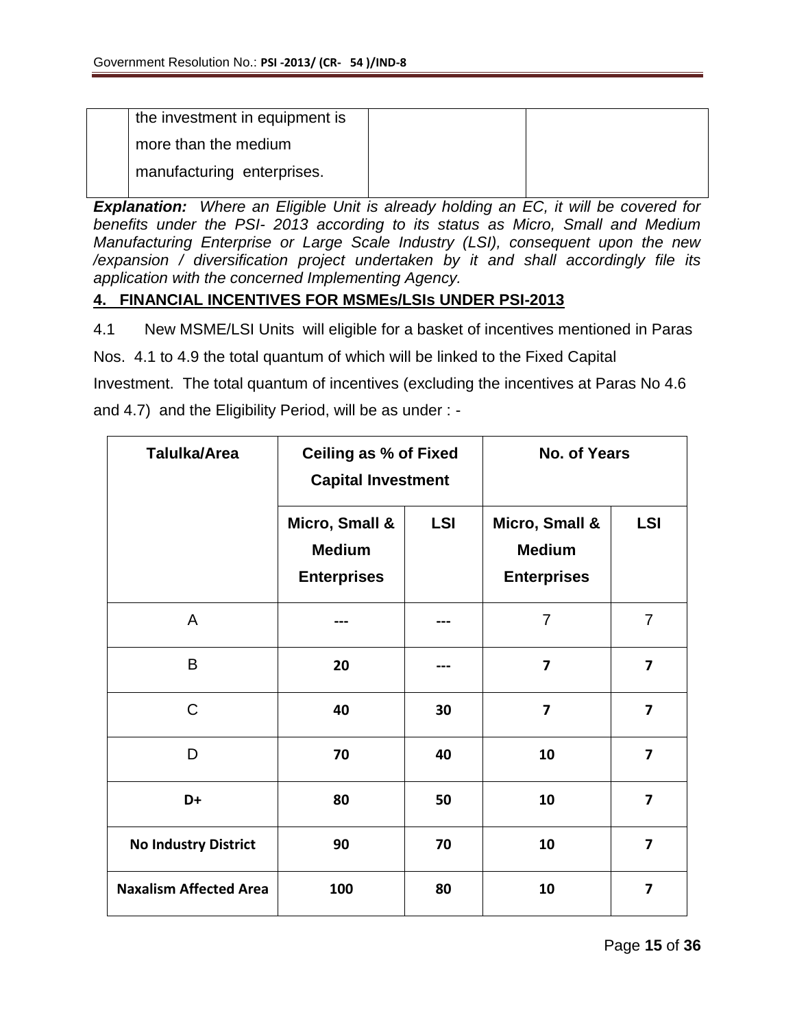| | the investment in equipment is more than the medium manufacturing enterprises. | | |
|---|---|---|---|

***Explanation:*** *Where an Eligible Unit is already holding an EC, it will be covered for benefits under the PSI- 2013 according to its status as Micro, Small and Medium Manufacturing Enterprise or Large Scale Industry (LSI), consequent upon the new /expansion / diversification project undertaken by it and shall accordingly file its application with the concerned Implementing Agency.*

## 4. FINANCIAL INCENTIVES FOR MSMEs/LSIs UNDER PSI-2013

4.1 New MSME/LSI Units will eligible for a basket of incentives mentioned in Paras Nos. 4.1 to 4.9 the total quantum of which will be linked to the Fixed Capital Investment. The total quantum of incentives (excluding the incentives at Paras No 4.6 and 4.7) and the Eligibility Period, will be as under : -

| Talulka/Area | Ceiling as % of Fixed Capital Investment | | No. of Years | |
|---|---|---|---|---|
| | Micro, Small & Medium Enterprises | LSI | Micro, Small & Medium Enterprises | LSI |
| A | --- | --- | 7 | 7 |
| B | 20 | --- | 7 | 7 |
| C | 40 | 30 | 7 | 7 |
| D | 70 | 40 | 10 | 7 |
| D+ | 80 | 50 | 10 | 7 |
| No Industry District | 90 | 70 | 10 | 7 |
| Naxalism Affected Area | 100 | 80 | 10 | 7 |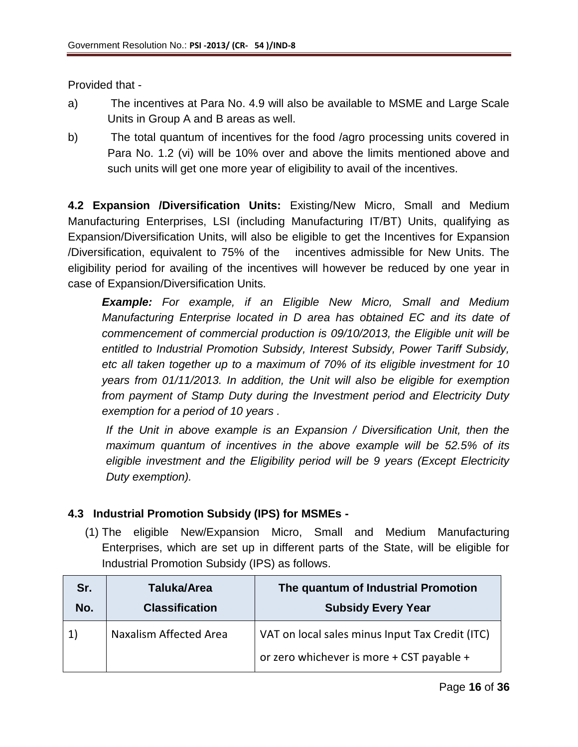Provided that -

a) The incentives at Para No. 4.9 will also be available to MSME and Large Scale Units in Group A and B areas as well.

b) The total quantum of incentives for the food /agro processing units covered in Para No. 1.2 (vi) will be 10% over and above the limits mentioned above and such units will get one more year of eligibility to avail of the incentives.

**4.2 Expansion /Diversification Units:** Existing/New Micro, Small and Medium Manufacturing Enterprises, LSI (including Manufacturing IT/BT) Units, qualifying as Expansion/Diversification Units, will also be eligible to get the Incentives for Expansion /Diversification, equivalent to 75% of the incentives admissible for New Units. The eligibility period for availing of the incentives will however be reduced by one year in case of Expansion/Diversification Units.

> ***Example:*** *For example, if an Eligible New Micro, Small and Medium Manufacturing Enterprise located in D area has obtained EC and its date of commencement of commercial production is 09/10/2013, the Eligible unit will be entitled to Industrial Promotion Subsidy, Interest Subsidy, Power Tariff Subsidy, etc all taken together up to a maximum of 70% of its eligible investment for 10 years from 01/11/2013. In addition, the Unit will also be eligible for exemption from payment of Stamp Duty during the Investment period and Electricity Duty exemption for a period of 10 years .*
>
> *If the Unit in above example is an Expansion / Diversification Unit, then the maximum quantum of incentives in the above example will be 52.5% of its eligible investment and the Eligibility period will be 9 years (Except Electricity Duty exemption).*

### 4.3 Industrial Promotion Subsidy (IPS) for MSMEs -

(1) The eligible New/Expansion Micro, Small and Medium Manufacturing Enterprises, which are set up in different parts of the State, will be eligible for Industrial Promotion Subsidy (IPS) as follows.

| Sr. No. | Taluka/Area Classification | The quantum of Industrial Promotion Subsidy Every Year |
|---|---|---|
| 1) | Naxalism Affected Area | VAT on local sales minus Input Tax Credit (ITC) or zero whichever is more + CST payable + |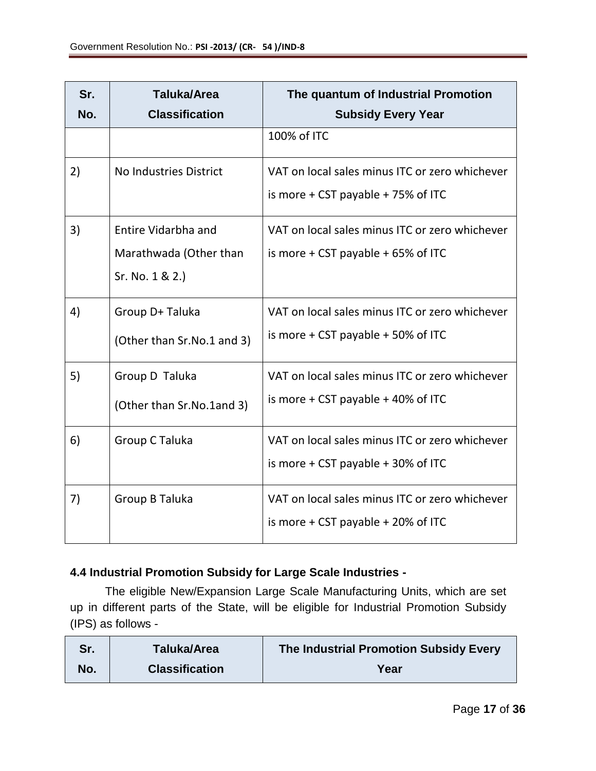| Sr. No. | Taluka/Area Classification | The quantum of Industrial Promotion Subsidy Every Year |
|---|---|---|
| | | 100% of ITC |
| 2) | No Industries District | VAT on local sales minus ITC or zero whichever is more + CST payable + 75% of ITC |
| 3) | Entire Vidarbha and Marathwada (Other than Sr. No. 1 & 2.) | VAT on local sales minus ITC or zero whichever is more + CST payable + 65% of ITC |
| 4) | Group D+ Taluka (Other than Sr.No.1 and 3) | VAT on local sales minus ITC or zero whichever is more + CST payable + 50% of ITC |
| 5) | Group D Taluka (Other than Sr.No.1and 3) | VAT on local sales minus ITC or zero whichever is more + CST payable + 40% of ITC |
| 6) | Group C Taluka | VAT on local sales minus ITC or zero whichever is more + CST payable + 30% of ITC |
| 7) | Group B Taluka | VAT on local sales minus ITC or zero whichever is more + CST payable + 20% of ITC |

### 4.4 Industrial Promotion Subsidy for Large Scale Industries -

The eligible New/Expansion Large Scale Manufacturing Units, which are set up in different parts of the State, will be eligible for Industrial Promotion Subsidy (IPS) as follows -

| Sr. No. | Taluka/Area Classification | The Industrial Promotion Subsidy Every Year |
|---|---|---|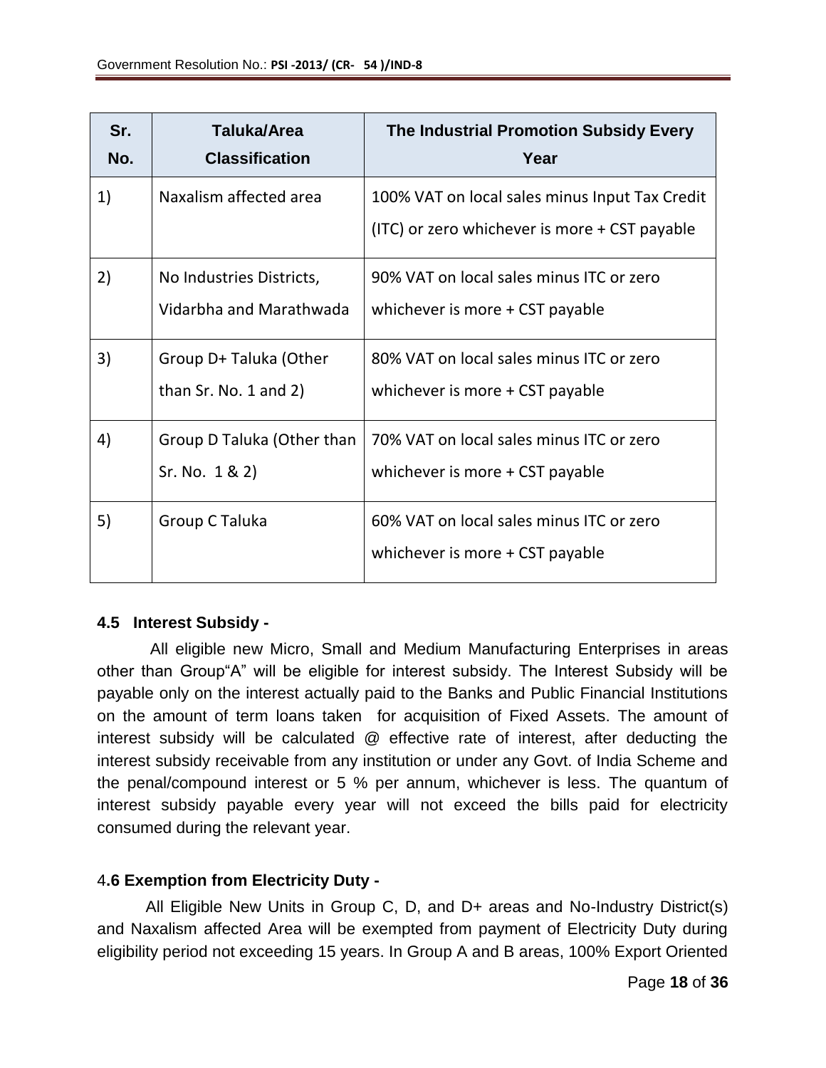| Sr. No. | Taluka/Area Classification | The Industrial Promotion Subsidy Every Year |
|---|---|---|
| 1) | Naxalism affected area | 100% VAT on local sales minus Input Tax Credit (ITC) or zero whichever is more + CST payable |
| 2) | No Industries Districts, Vidarbha and Marathwada | 90% VAT on local sales minus ITC or zero whichever is more + CST payable |
| 3) | Group D+ Taluka (Other than Sr. No. 1 and 2) | 80% VAT on local sales minus ITC or zero whichever is more + CST payable |
| 4) | Group D Taluka (Other than Sr. No. 1 & 2) | 70% VAT on local sales minus ITC or zero whichever is more + CST payable |
| 5) | Group C Taluka | 60% VAT on local sales minus ITC or zero whichever is more + CST payable |

### 4.5 Interest Subsidy -

All eligible new Micro, Small and Medium Manufacturing Enterprises in areas other than Group"A" will be eligible for interest subsidy. The Interest Subsidy will be payable only on the interest actually paid to the Banks and Public Financial Institutions on the amount of term loans taken for acquisition of Fixed Assets. The amount of interest subsidy will be calculated @ effective rate of interest, after deducting the interest subsidy receivable from any institution or under any Govt. of India Scheme and the penal/compound interest or 5 % per annum, whichever is less. The quantum of interest subsidy payable every year will not exceed the bills paid for electricity consumed during the relevant year.

### 4.6 Exemption from Electricity Duty -

All Eligible New Units in Group C, D, and D+ areas and No-Industry District(s) and Naxalism affected Area will be exempted from payment of Electricity Duty during eligibility period not exceeding 15 years. In Group A and B areas, 100% Export Oriented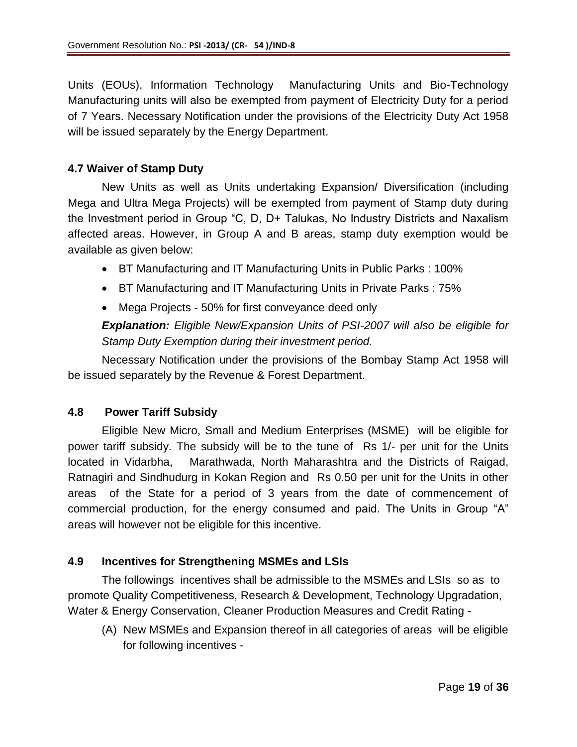Units (EOUs), Information Technology Manufacturing Units and Bio-Technology Manufacturing units will also be exempted from payment of Electricity Duty for a period of 7 Years. Necessary Notification under the provisions of the Electricity Duty Act 1958 will be issued separately by the Energy Department.

### 4.7 Waiver of Stamp Duty

New Units as well as Units undertaking Expansion/ Diversification (including Mega and Ultra Mega Projects) will be exempted from payment of Stamp duty during the Investment period in Group "C, D, D+ Talukas, No Industry Districts and Naxalism affected areas. However, in Group A and B areas, stamp duty exemption would be available as given below:

- BT Manufacturing and IT Manufacturing Units in Public Parks : 100%
- BT Manufacturing and IT Manufacturing Units in Private Parks : 75%
- Mega Projects - 50% for first conveyance deed only

***Explanation:*** *Eligible New/Expansion Units of PSI-2007 will also be eligible for Stamp Duty Exemption during their investment period.*

Necessary Notification under the provisions of the Bombay Stamp Act 1958 will be issued separately by the Revenue & Forest Department.

### 4.8 Power Tariff Subsidy

Eligible New Micro, Small and Medium Enterprises (MSME) will be eligible for power tariff subsidy. The subsidy will be to the tune of Rs 1/- per unit for the Units located in Vidarbha, Marathwada, North Maharashtra and the Districts of Raigad, Ratnagiri and Sindhudurg in Kokan Region and Rs 0.50 per unit for the Units in other areas of the State for a period of 3 years from the date of commencement of commercial production, for the energy consumed and paid. The Units in Group "A" areas will however not be eligible for this incentive.

### 4.9 Incentives for Strengthening MSMEs and LSIs

The followings incentives shall be admissible to the MSMEs and LSIs so as to promote Quality Competitiveness, Research & Development, Technology Upgradation, Water & Energy Conservation, Cleaner Production Measures and Credit Rating -

(A) New MSMEs and Expansion thereof in all categories of areas will be eligible for following incentives -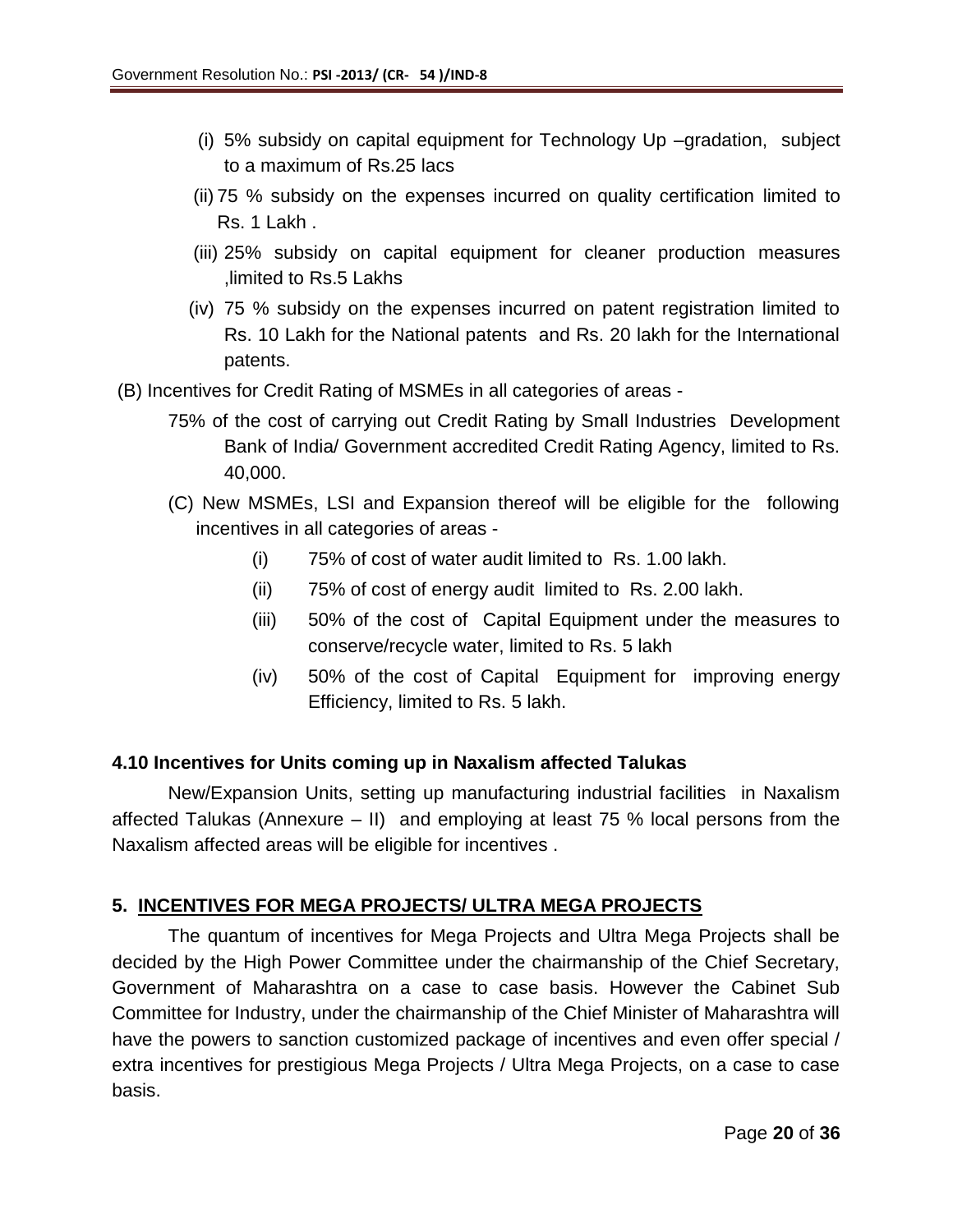(i) 5% subsidy on capital equipment for Technology Up –gradation, subject to a maximum of Rs.25 lacs

(ii) 75 % subsidy on the expenses incurred on quality certification limited to Rs. 1 Lakh .

(iii) 25% subsidy on capital equipment for cleaner production measures ,limited to Rs.5 Lakhs

(iv) 75 % subsidy on the expenses incurred on patent registration limited to Rs. 10 Lakh for the National patents and Rs. 20 lakh for the International patents.

(B) Incentives for Credit Rating of MSMEs in all categories of areas -

75% of the cost of carrying out Credit Rating by Small Industries Development Bank of India/ Government accredited Credit Rating Agency, limited to Rs. 40,000.

(C) New MSMEs, LSI and Expansion thereof will be eligible for the following incentives in all categories of areas -

(i) 75% of cost of water audit limited to Rs. 1.00 lakh.

(ii) 75% of cost of energy audit limited to Rs. 2.00 lakh.

(iii) 50% of the cost of Capital Equipment under the measures to conserve/recycle water, limited to Rs. 5 lakh

(iv) 50% of the cost of Capital Equipment for improving energy Efficiency, limited to Rs. 5 lakh.

**4.10 Incentives for Units coming up in Naxalism affected Talukas**

New/Expansion Units, setting up manufacturing industrial facilities in Naxalism affected Talukas (Annexure – II) and employing at least 75 % local persons from the Naxalism affected areas will be eligible for incentives .

## 5. INCENTIVES FOR MEGA PROJECTS/ ULTRA MEGA PROJECTS

The quantum of incentives for Mega Projects and Ultra Mega Projects shall be decided by the High Power Committee under the chairmanship of the Chief Secretary, Government of Maharashtra on a case to case basis. However the Cabinet Sub Committee for Industry, under the chairmanship of the Chief Minister of Maharashtra will have the powers to sanction customized package of incentives and even offer special / extra incentives for prestigious Mega Projects / Ultra Mega Projects, on a case to case basis.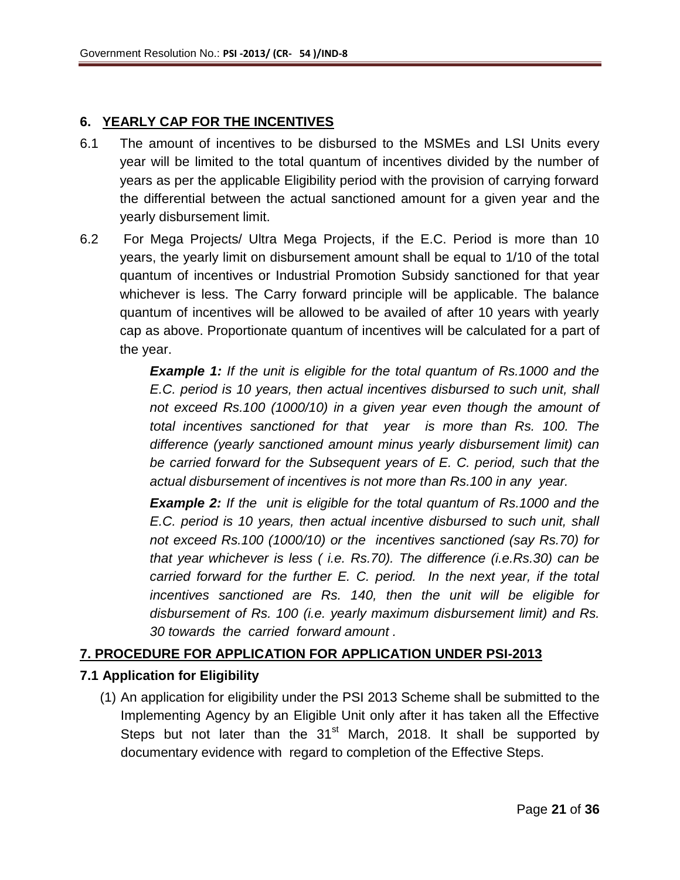## 6. YEARLY CAP FOR THE INCENTIVES

6.1 The amount of incentives to be disbursed to the MSMEs and LSI Units every year will be limited to the total quantum of incentives divided by the number of years as per the applicable Eligibility period with the provision of carrying forward the differential between the actual sanctioned amount for a given year and the yearly disbursement limit.

6.2 For Mega Projects/ Ultra Mega Projects, if the E.C. Period is more than 10 years, the yearly limit on disbursement amount shall be equal to 1/10 of the total quantum of incentives or Industrial Promotion Subsidy sanctioned for that year whichever is less. The Carry forward principle will be applicable. The balance quantum of incentives will be allowed to be availed of after 10 years with yearly cap as above. Proportionate quantum of incentives will be calculated for a part of the year.

> ***Example 1:*** *If the unit is eligible for the total quantum of Rs.1000 and the E.C. period is 10 years, then actual incentives disbursed to such unit, shall not exceed Rs.100 (1000/10) in a given year even though the amount of total incentives sanctioned for that year is more than Rs. 100. The difference (yearly sanctioned amount minus yearly disbursement limit) can be carried forward for the Subsequent years of E. C. period, such that the actual disbursement of incentives is not more than Rs.100 in any year.*

> ***Example 2:*** *If the unit is eligible for the total quantum of Rs.1000 and the E.C. period is 10 years, then actual incentive disbursed to such unit, shall not exceed Rs.100 (1000/10) or the incentives sanctioned (say Rs.70) for that year whichever is less ( i.e. Rs.70). The difference (i.e.Rs.30) can be carried forward for the further E. C. period. In the next year, if the total incentives sanctioned are Rs. 140, then the unit will be eligible for disbursement of Rs. 100 (i.e. yearly maximum disbursement limit) and Rs. 30 towards the carried forward amount .*

## 7. PROCEDURE FOR APPLICATION FOR APPLICATION UNDER PSI-2013

### 7.1 Application for Eligibility

(1) An application for eligibility under the PSI 2013 Scheme shall be submitted to the Implementing Agency by an Eligible Unit only after it has taken all the Effective Steps but not later than the 31st March, 2018. It shall be supported by documentary evidence with regard to completion of the Effective Steps.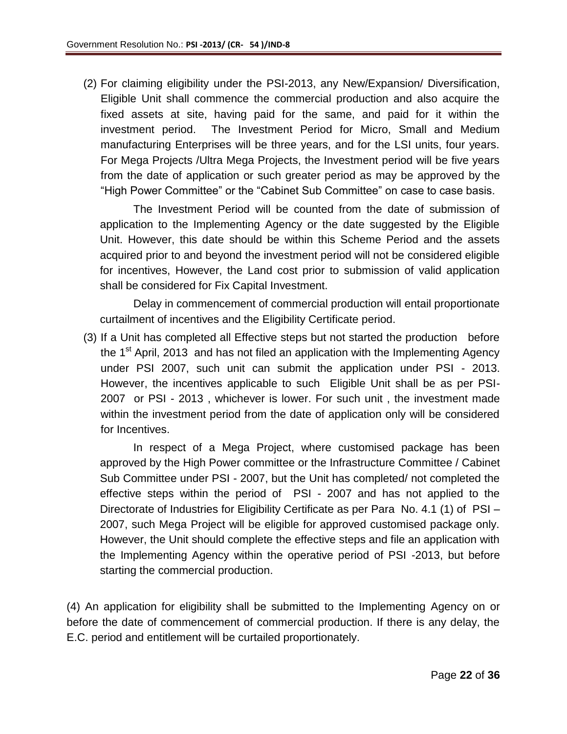(2) For claiming eligibility under the PSI-2013, any New/Expansion/ Diversification, Eligible Unit shall commence the commercial production and also acquire the fixed assets at site, having paid for the same, and paid for it within the investment period. The Investment Period for Micro, Small and Medium manufacturing Enterprises will be three years, and for the LSI units, four years. For Mega Projects /Ultra Mega Projects, the Investment period will be five years from the date of application or such greater period as may be approved by the "High Power Committee" or the "Cabinet Sub Committee" on case to case basis.

The Investment Period will be counted from the date of submission of application to the Implementing Agency or the date suggested by the Eligible Unit. However, this date should be within this Scheme Period and the assets acquired prior to and beyond the investment period will not be considered eligible for incentives, However, the Land cost prior to submission of valid application shall be considered for Fix Capital Investment.

Delay in commencement of commercial production will entail proportionate curtailment of incentives and the Eligibility Certificate period.

(3) If a Unit has completed all Effective steps but not started the production before the 1st April, 2013 and has not filed an application with the Implementing Agency under PSI 2007, such unit can submit the application under PSI - 2013. However, the incentives applicable to such Eligible Unit shall be as per PSI-2007 or PSI - 2013 , whichever is lower. For such unit , the investment made within the investment period from the date of application only will be considered for Incentives.

In respect of a Mega Project, where customised package has been approved by the High Power committee or the Infrastructure Committee / Cabinet Sub Committee under PSI - 2007, but the Unit has completed/ not completed the effective steps within the period of PSI - 2007 and has not applied to the Directorate of Industries for Eligibility Certificate as per Para No. 4.1 (1) of PSI – 2007, such Mega Project will be eligible for approved customised package only. However, the Unit should complete the effective steps and file an application with the Implementing Agency within the operative period of PSI -2013, but before starting the commercial production.

(4) An application for eligibility shall be submitted to the Implementing Agency on or before the date of commencement of commercial production. If there is any delay, the E.C. period and entitlement will be curtailed proportionately.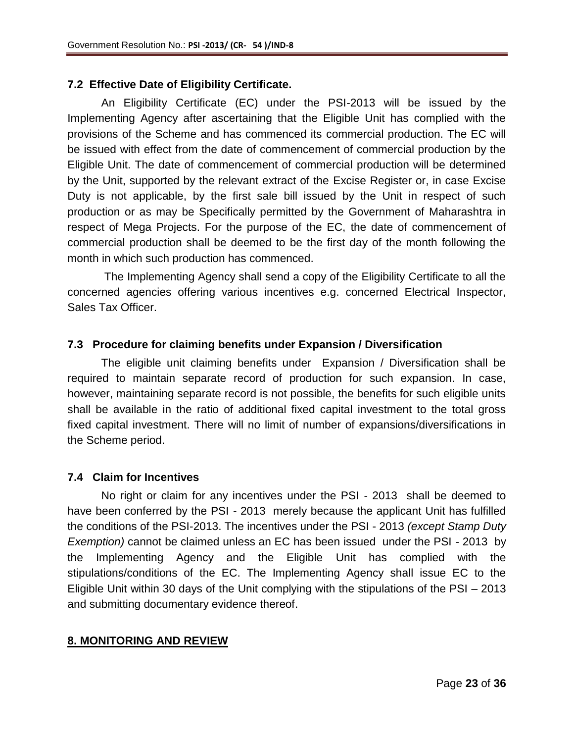### 7.2 Effective Date of Eligibility Certificate.

An Eligibility Certificate (EC) under the PSI-2013 will be issued by the Implementing Agency after ascertaining that the Eligible Unit has complied with the provisions of the Scheme and has commenced its commercial production. The EC will be issued with effect from the date of commencement of commercial production by the Eligible Unit. The date of commencement of commercial production will be determined by the Unit, supported by the relevant extract of the Excise Register or, in case Excise Duty is not applicable, by the first sale bill issued by the Unit in respect of such production or as may be Specifically permitted by the Government of Maharashtra in respect of Mega Projects. For the purpose of the EC, the date of commencement of commercial production shall be deemed to be the first day of the month following the month in which such production has commenced.

The Implementing Agency shall send a copy of the Eligibility Certificate to all the concerned agencies offering various incentives e.g. concerned Electrical Inspector, Sales Tax Officer.

### 7.3 Procedure for claiming benefits under Expansion / Diversification

The eligible unit claiming benefits under Expansion / Diversification shall be required to maintain separate record of production for such expansion. In case, however, maintaining separate record is not possible, the benefits for such eligible units shall be available in the ratio of additional fixed capital investment to the total gross fixed capital investment. There will no limit of number of expansions/diversifications in the Scheme period.

### 7.4 Claim for Incentives

No right or claim for any incentives under the PSI - 2013 shall be deemed to have been conferred by the PSI - 2013 merely because the applicant Unit has fulfilled the conditions of the PSI-2013. The incentives under the PSI - 2013 *(except Stamp Duty Exemption)* cannot be claimed unless an EC has been issued under the PSI - 2013 by the Implementing Agency and the Eligible Unit has complied with the stipulations/conditions of the EC. The Implementing Agency shall issue EC to the Eligible Unit within 30 days of the Unit complying with the stipulations of the PSI – 2013 and submitting documentary evidence thereof.

## 8. MONITORING AND REVIEW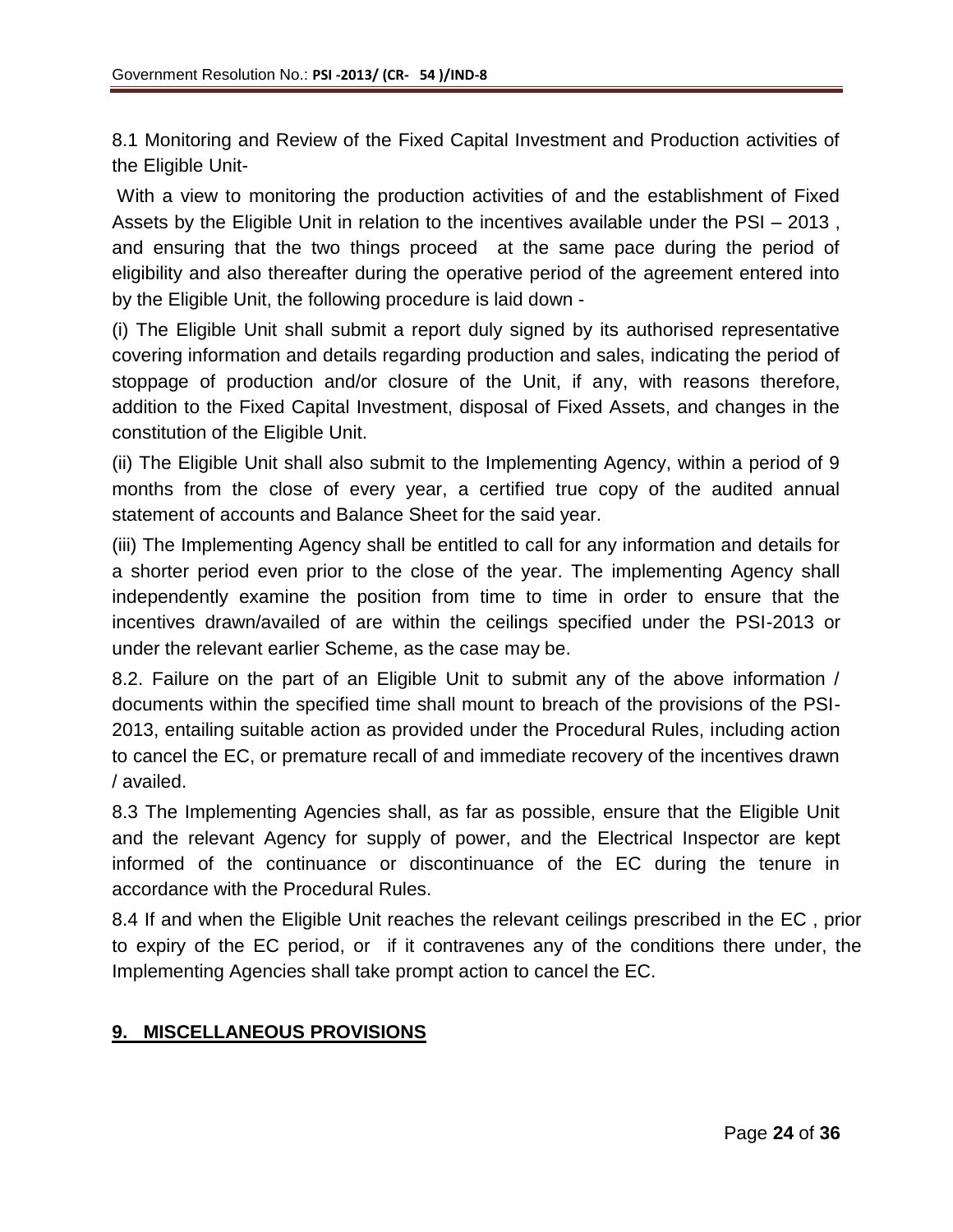8.1 Monitoring and Review of the Fixed Capital Investment and Production activities of the Eligible Unit-

With a view to monitoring the production activities of and the establishment of Fixed Assets by the Eligible Unit in relation to the incentives available under the PSI – 2013 , and ensuring that the two things proceed at the same pace during the period of eligibility and also thereafter during the operative period of the agreement entered into by the Eligible Unit, the following procedure is laid down -

(i) The Eligible Unit shall submit a report duly signed by its authorised representative covering information and details regarding production and sales, indicating the period of stoppage of production and/or closure of the Unit, if any, with reasons therefore, addition to the Fixed Capital Investment, disposal of Fixed Assets, and changes in the constitution of the Eligible Unit.

(ii) The Eligible Unit shall also submit to the Implementing Agency, within a period of 9 months from the close of every year, a certified true copy of the audited annual statement of accounts and Balance Sheet for the said year.

(iii) The Implementing Agency shall be entitled to call for any information and details for a shorter period even prior to the close of the year. The implementing Agency shall independently examine the position from time to time in order to ensure that the incentives drawn/availed of are within the ceilings specified under the PSI-2013 or under the relevant earlier Scheme, as the case may be.

8.2. Failure on the part of an Eligible Unit to submit any of the above information / documents within the specified time shall mount to breach of the provisions of the PSI-2013, entailing suitable action as provided under the Procedural Rules, including action to cancel the EC, or premature recall of and immediate recovery of the incentives drawn / availed.

8.3 The Implementing Agencies shall, as far as possible, ensure that the Eligible Unit and the relevant Agency for supply of power, and the Electrical Inspector are kept informed of the continuance or discontinuance of the EC during the tenure in accordance with the Procedural Rules.

8.4 If and when the Eligible Unit reaches the relevant ceilings prescribed in the EC , prior to expiry of the EC period, or if it contravenes any of the conditions there under, the Implementing Agencies shall take prompt action to cancel the EC.

## 9. MISCELLANEOUS PROVISIONS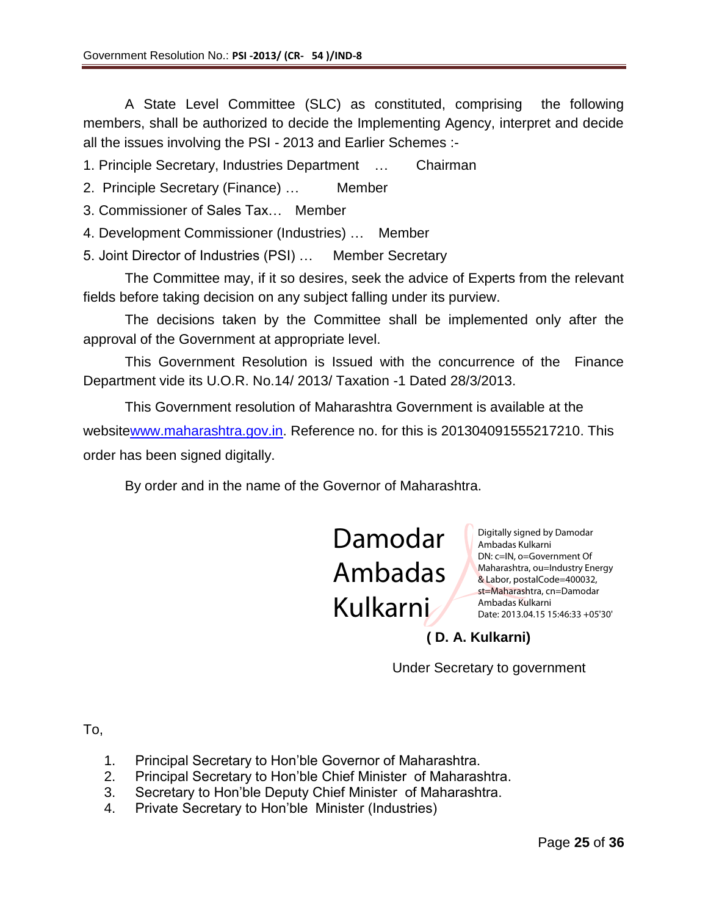A State Level Committee (SLC) as constituted, comprising the following members, shall be authorized to decide the Implementing Agency, interpret and decide all the issues involving the PSI - 2013 and Earlier Schemes :-

1. Principle Secretary, Industries Department … Chairman
2. Principle Secretary (Finance) … Member
3. Commissioner of Sales Tax… Member
4. Development Commissioner (Industries) … Member
5. Joint Director of Industries (PSI) … Member Secretary

The Committee may, if it so desires, seek the advice of Experts from the relevant fields before taking decision on any subject falling under its purview.

The decisions taken by the Committee shall be implemented only after the approval of the Government at appropriate level.

This Government Resolution is Issued with the concurrence of the Finance Department vide its U.O.R. No.14/ 2013/ Taxation -1 Dated 28/3/2013.

This Government resolution of Maharashtra Government is available at the websitewww.maharashtra.gov.in. Reference no. for this is 201304091555217210. This order has been signed digitally.

By order and in the name of the Governor of Maharashtra.

Damodar Ambadas Kulkarni

Digitally signed by Damodar Ambadas Kulkarni
DN: c=IN, o=Government Of Maharashtra, ou=Industry Energy & Labor, postalCode=400032, st=Maharashtra, cn=Damodar Ambadas Kulkarni
Date: 2013.04.15 15:46:33 +05'30'

**( D. A. Kulkarni)**

Under Secretary to government

To,

1. Principal Secretary to Hon'ble Governor of Maharashtra.
2. Principal Secretary to Hon'ble Chief Minister of Maharashtra.
3. Secretary to Hon'ble Deputy Chief Minister of Maharashtra.
4. Private Secretary to Hon'ble Minister (Industries)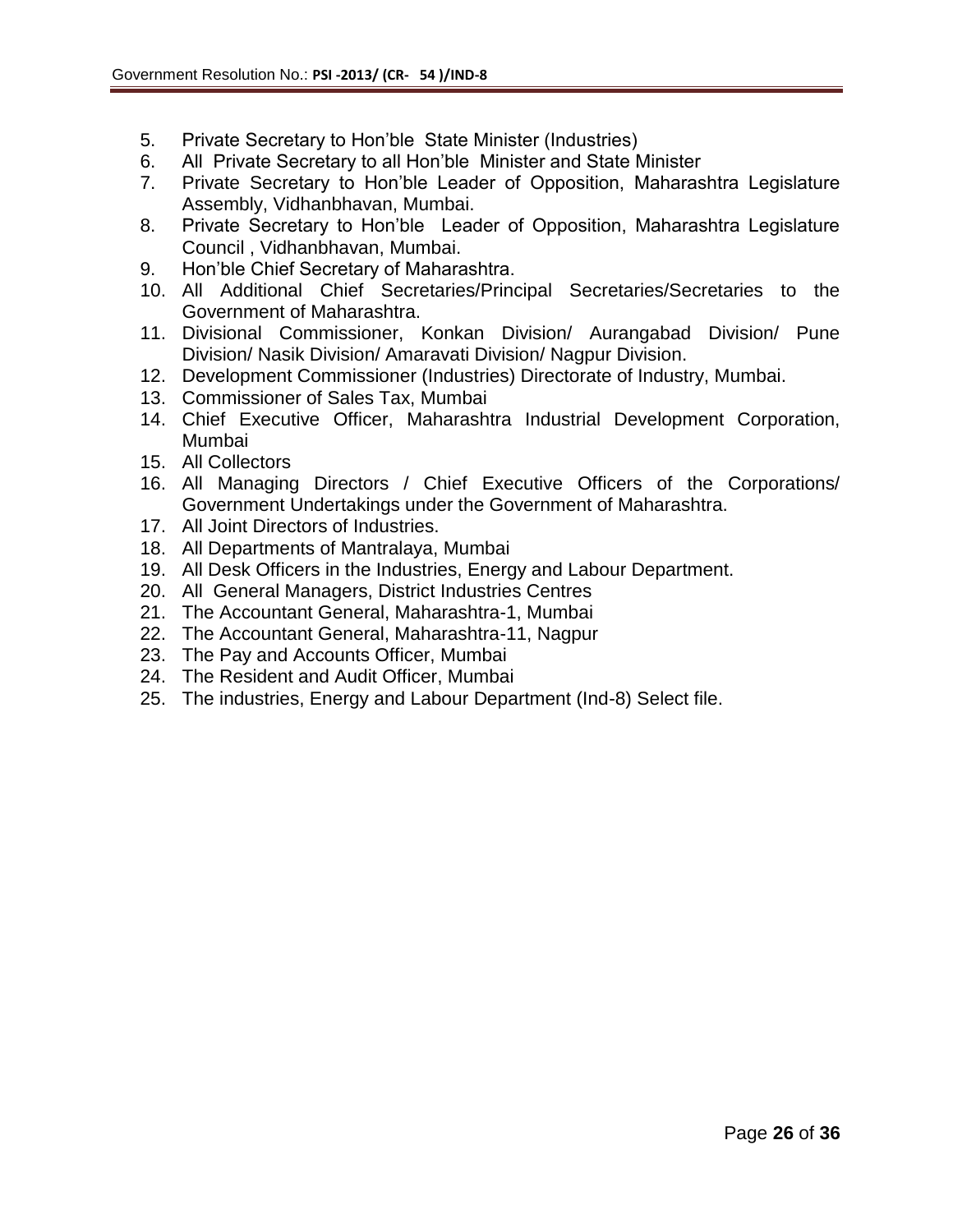5. Private Secretary to Hon'ble State Minister (Industries)
6. All Private Secretary to all Hon'ble Minister and State Minister
7. Private Secretary to Hon'ble Leader of Opposition, Maharashtra Legislature Assembly, Vidhanbhavan, Mumbai.
8. Private Secretary to Hon'ble Leader of Opposition, Maharashtra Legislature Council , Vidhanbhavan, Mumbai.
9. Hon'ble Chief Secretary of Maharashtra.
10. All Additional Chief Secretaries/Principal Secretaries/Secretaries to the Government of Maharashtra.
11. Divisional Commissioner, Konkan Division/ Aurangabad Division/ Pune Division/ Nasik Division/ Amaravati Division/ Nagpur Division.
12. Development Commissioner (Industries) Directorate of Industry, Mumbai.
13. Commissioner of Sales Tax, Mumbai
14. Chief Executive Officer, Maharashtra Industrial Development Corporation, Mumbai
15. All Collectors
16. All Managing Directors / Chief Executive Officers of the Corporations/ Government Undertakings under the Government of Maharashtra.
17. All Joint Directors of Industries.
18. All Departments of Mantralaya, Mumbai
19. All Desk Officers in the Industries, Energy and Labour Department.
20. All General Managers, District Industries Centres
21. The Accountant General, Maharashtra-1, Mumbai
22. The Accountant General, Maharashtra-11, Nagpur
23. The Pay and Accounts Officer, Mumbai
24. The Resident and Audit Officer, Mumbai
25. The industries, Energy and Labour Department (Ind-8) Select file.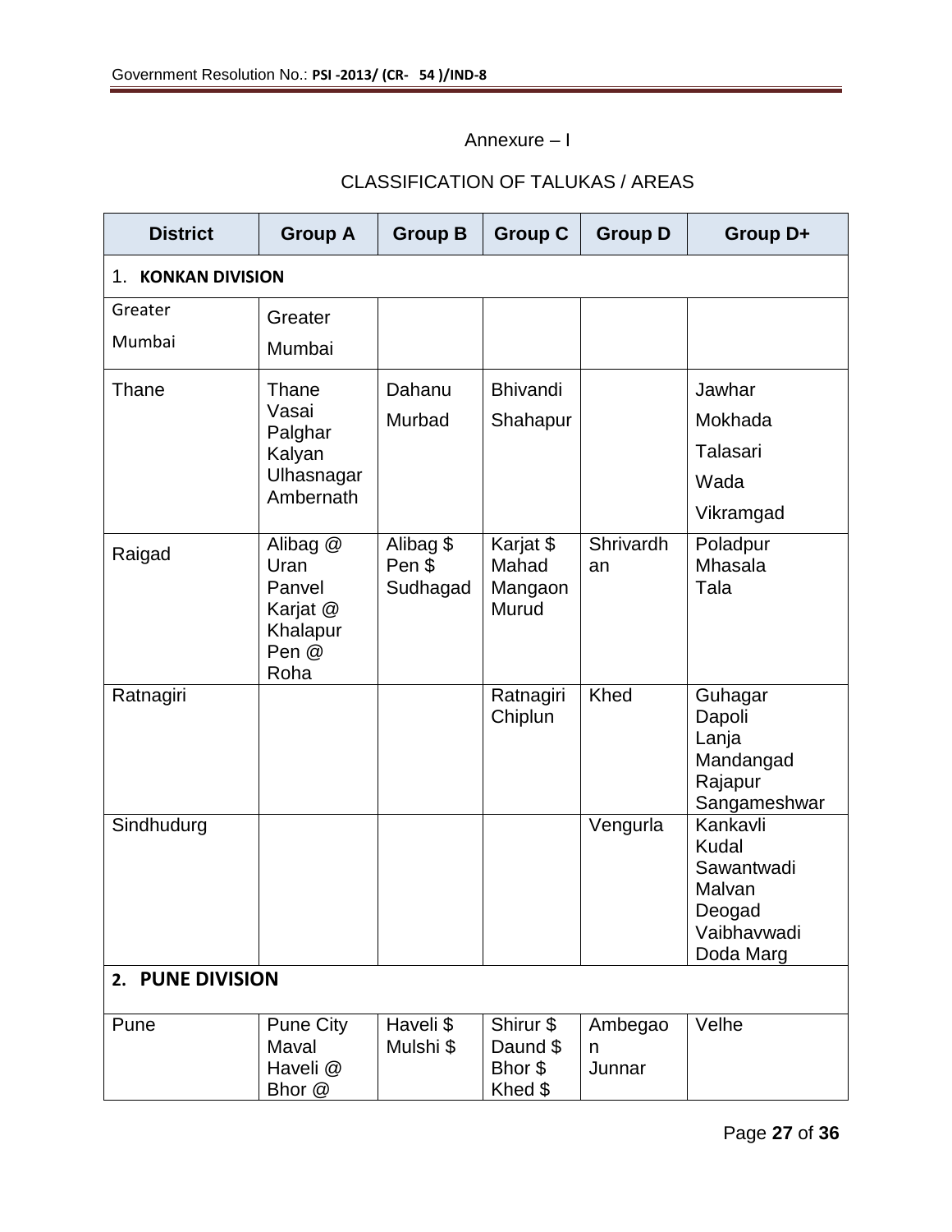Annexure – I

CLASSIFICATION OF TALUKAS / AREAS

| District | Group A | Group B | Group C | Group D | Group D+ |
|---|---|---|---|---|---|
| 1. **KONKAN DIVISION** | | | | | |
| Greater Mumbai | Greater Mumbai | | | | |
| Thane | Thane<br>Vasai<br>Palghar<br>Kalyan<br>Ulhasnagar<br>Ambernath | Dahanu<br>Murbad | Bhivandi<br>Shahapur | | Jawhar<br>Mokhada<br>Talasari<br>Wada<br>Vikramgad |
| Raigad | Alibag @<br>Uran<br>Panvel<br>Karjat @<br>Khalapur<br>Pen @<br>Roha | Alibag $<br>Pen $<br>Sudhagad | Karjat $<br>Mahad<br>Mangaon<br>Murud | Shrivardhan | Poladpur<br>Mhasala<br>Tala |
| Ratnagiri | | | Ratnagiri<br>Chiplun | Khed | Guhagar<br>Dapoli<br>Lanja<br>Mandangad<br>Rajapur<br>Sangameshwar |
| Sindhudurg | | | | Vengurla | Kankavli<br>Kudal<br>Sawantwadi<br>Malvan<br>Deogad<br>Vaibhavwadi<br>Doda Marg |
| 2. **PUNE DIVISION** | | | | | |
| Pune | Pune City<br>Maval<br>Haveli @<br>Bhor @ | Haveli $<br>Mulshi $ | Shirur $<br>Daund $<br>Bhor $<br>Khed $ | Ambegaon<br>Junnar | Velhe |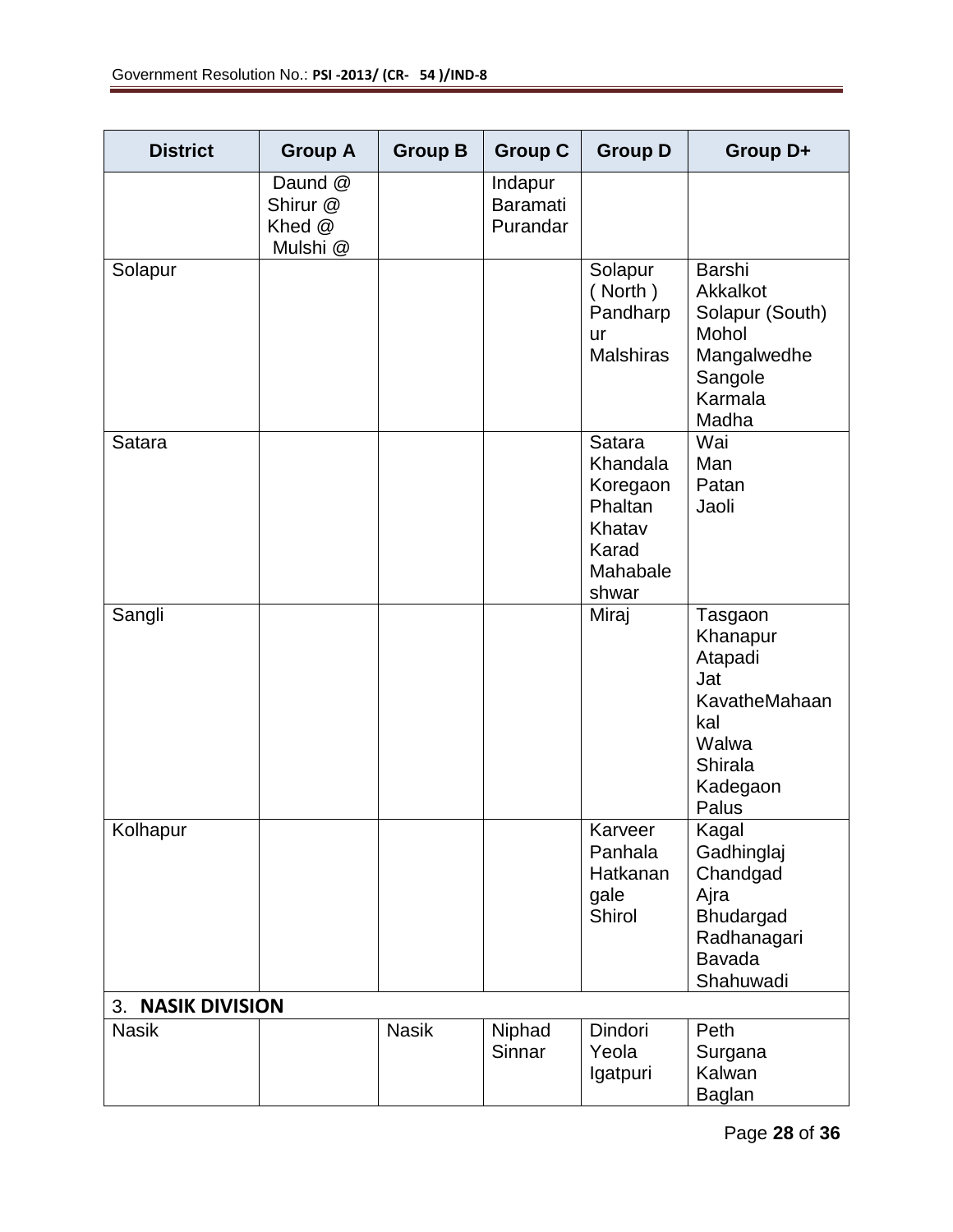| District | Group A | Group B | Group C | Group D | Group D+ |
|---|---|---|---|---|---|
| | Daund @<br>Shirur @<br>Khed @<br>Mulshi @ | | Indapur<br>Baramati<br>Purandar | | |
| Solapur | | | | Solapur ( North )<br>Pandharpur<br>Malshiras | Barshi<br>Akkalkot<br>Solapur (South)<br>Mohol<br>Mangalwedhe<br>Sangole<br>Karmala<br>Madha |
| Satara | | | | Satara<br>Khandala<br>Koregaon<br>Phaltan<br>Khatav<br>Karad<br>Mahabaleshwar | Wai<br>Man<br>Patan<br>Jaoli |
| Sangli | | | | Miraj | Tasgaon<br>Khanapur<br>Atapadi<br>Jat<br>KavatheMahaankal<br>Walwa<br>Shirala<br>Kadegaon<br>Palus |
| Kolhapur | | | | Karveer<br>Panhala<br>Hatkanangale<br>Shirol | Kagal<br>Gadhinglaj<br>Chandgad<br>Ajra<br>Bhudargad<br>Radhanagari<br>Bavada<br>Shahuwadi |
| 3. **NASIK DIVISION** | | | | | |
| Nasik | | Nasik | Niphad<br>Sinnar | Dindori<br>Yeola<br>Igatpuri | Peth<br>Surgana<br>Kalwan<br>Baglan |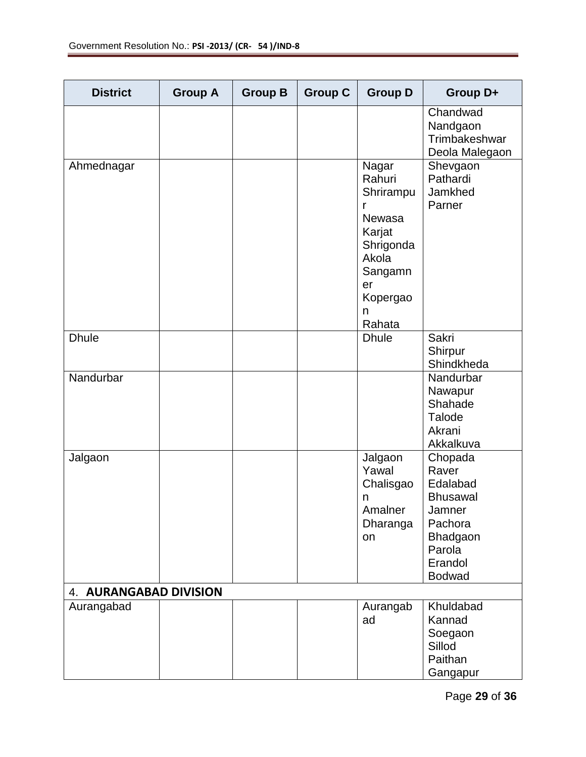| District | Group A | Group B | Group C | Group D | Group D+ |
|---|---|---|---|---|---|
| | | | | | Chandwad<br>Nandgaon<br>Trimbakeshwar<br>Deola Malegaon |
| Ahmednagar | | | | Nagar<br>Rahuri<br>Shrirampur<br>Newasa<br>Karjat<br>Shrigonda<br>Akola<br>Sangamner<br>Kopergaon<br>Rahata | Shevgaon<br>Pathardi<br>Jamkhed<br>Parner |
| Dhule | | | | Dhule | Sakri<br>Shirpur<br>Shindkheda |
| Nandurbar | | | | | Nandurbar<br>Nawapur<br>Shahade<br>Talode<br>Akrani<br>Akkalkuva |
| Jalgaon | | | | Jalgaon<br>Yawal<br>Chalisgaon<br>Amalner<br>Dharangaon | Chopada<br>Raver<br>Edalabad<br>Bhusawal<br>Jamner<br>Pachora<br>Bhadgaon<br>Parola<br>Erandol<br>Bodwad |
| 4. **AURANGABAD DIVISION** | | | | | |
| Aurangabad | | | | Aurangabad | Khuldabad<br>Kannad<br>Soegaon<br>Sillod<br>Paithan<br>Gangapur |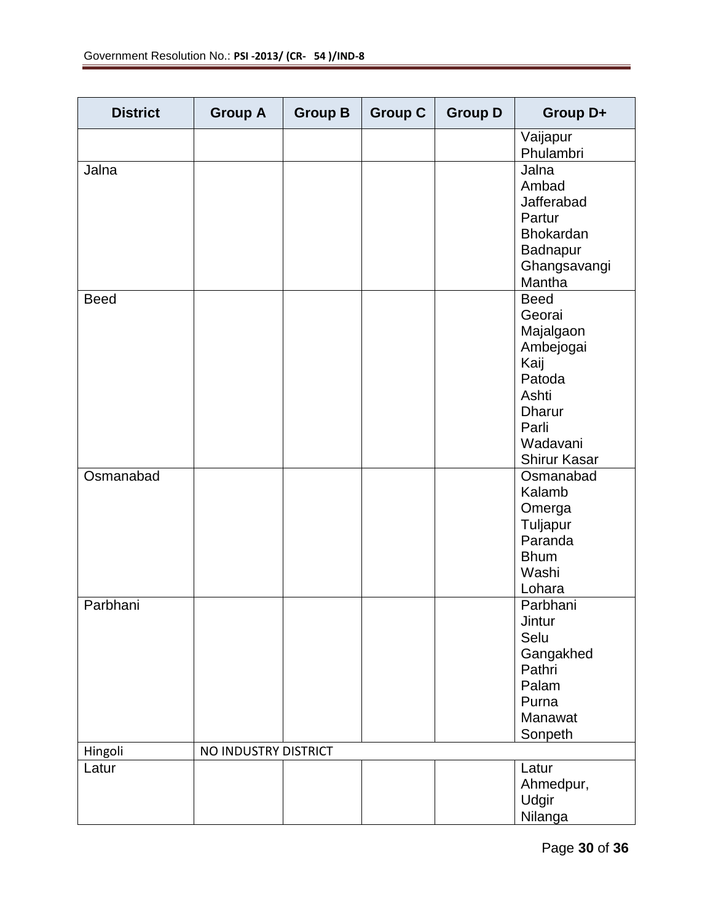| District | Group A | Group B | Group C | Group D | Group D+ |
|---|---|---|---|---|---|
| | | | | | Vaijapur<br>Phulambri |
| Jalna | | | | | Jalna<br>Ambad<br>Jafferabad<br>Partur<br>Bhokardan<br>Badnapur<br>Ghangsavangi<br>Mantha |
| Beed | | | | | Beed<br>Georai<br>Majalgaon<br>Ambejogai<br>Kaij<br>Patoda<br>Ashti<br>Dharur<br>Parli<br>Wadavani<br>Shirur Kasar |
| Osmanabad | | | | | Osmanabad<br>Kalamb<br>Omerga<br>Tuljapur<br>Paranda<br>Bhum<br>Washi<br>Lohara |
| Parbhani | | | | | Parbhani<br>Jintur<br>Selu<br>Gangakhed<br>Pathri<br>Palam<br>Purna<br>Manawat<br>Sonpeth |
| Hingoli | NO INDUSTRY DISTRICT | | | | |
| Latur | | | | | Latur<br>Ahmedpur,<br>Udgir<br>Nilanga |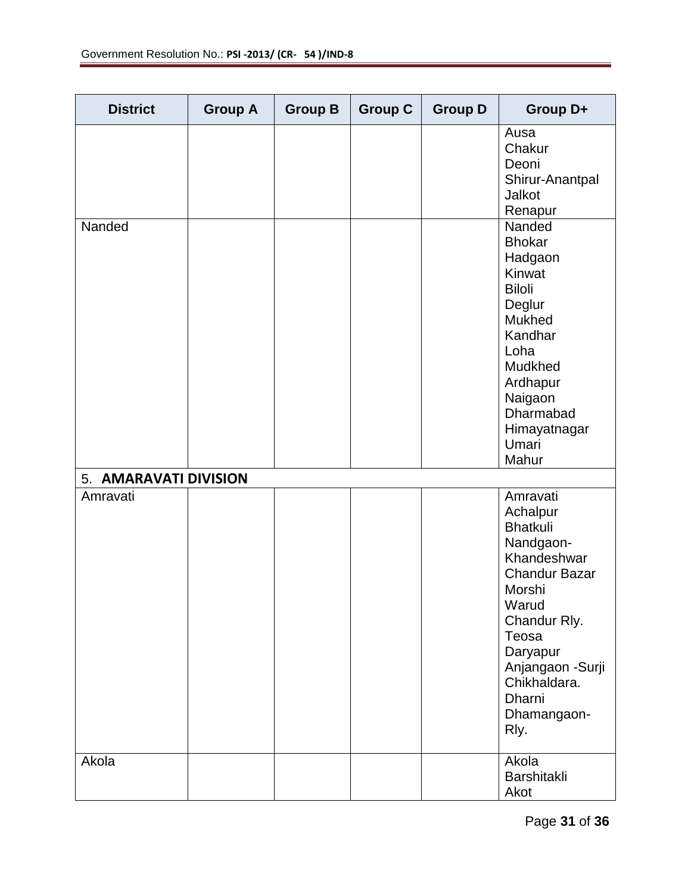| District | Group A | Group B | Group C | Group D | Group D+ |
|---|---|---|---|---|---|
| | | | | | Ausa<br>Chakur<br>Deoni<br>Shirur-Anantpal<br>Jalkot<br>Renapur |
| Nanded | | | | | Nanded<br>Bhokar<br>Hadgaon<br>Kinwat<br>Biloli<br>Deglur<br>Mukhed<br>Kandhar<br>Loha<br>Mudkhed<br>Ardhapur<br>Naigaon<br>Dharmabad<br>Himayatnagar<br>Umari<br>Mahur |
| 5. **AMARAVATI DIVISION** | | | | | |
| Amravati | | | | | Amravati<br>Achalpur<br>Bhatkuli<br>Nandgaon-Khandeshwar<br>Chandur Bazar<br>Morshi<br>Warud<br>Chandur Rly.<br>Teosa<br>Daryapur<br>Anjangaon -Surji<br>Chikhaldara.<br>Dharni<br>Dhamangaon-Rly. |
| Akola | | | | | Akola<br>Barshitakli<br>Akot |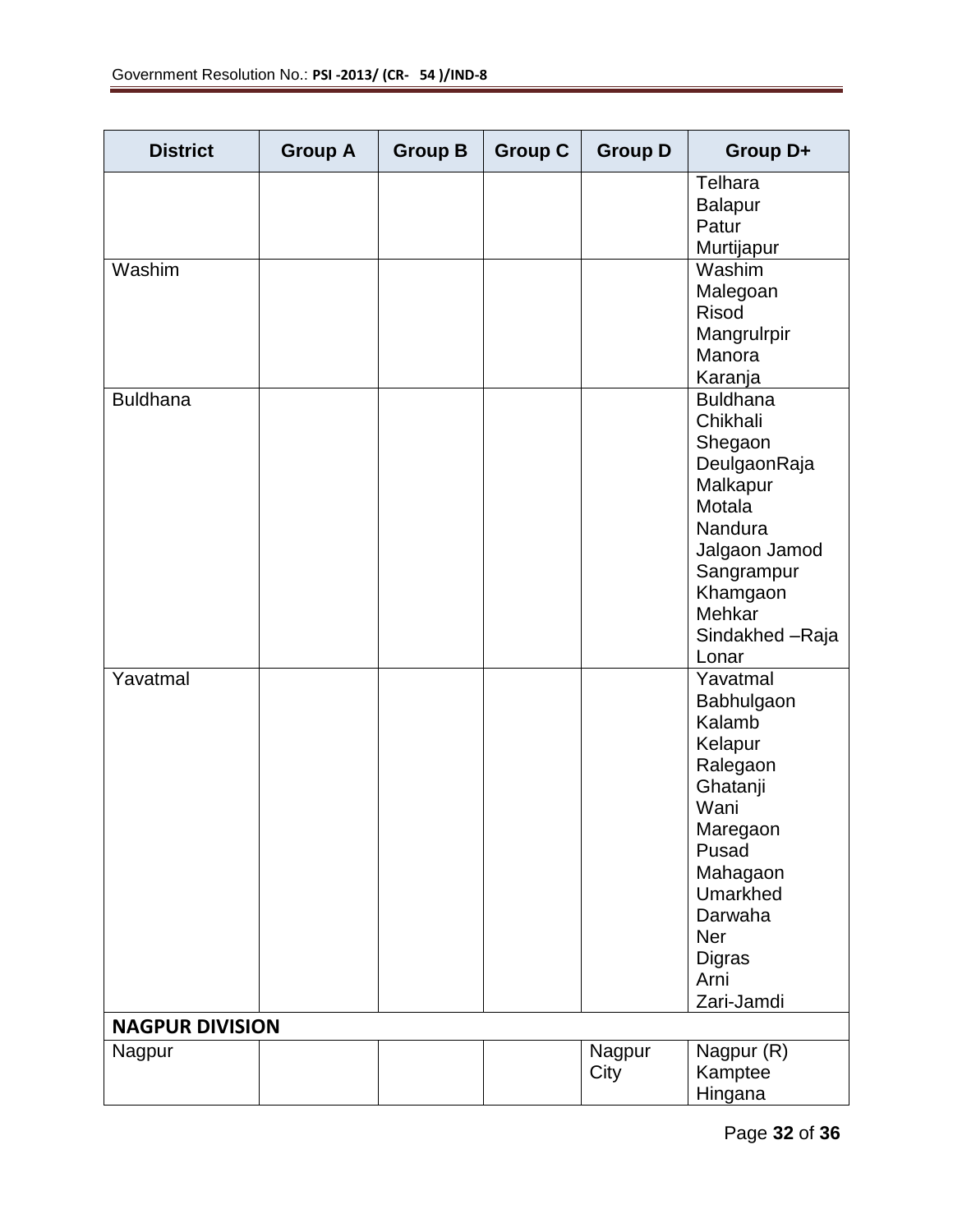| District | Group A | Group B | Group C | Group D | Group D+ |
| --- | --- | --- | --- | --- | --- |
| | | | | | Telhara<br>Balapur<br>Patur<br>Murtijapur |
| Washim | | | | | Washim<br>Malegoan<br>Risod<br>Mangrulrpir<br>Manora<br>Karanja |
| Buldhana | | | | | Buldhana<br>Chikhali<br>Shegaon<br>DeulgaonRaja<br>Malkapur<br>Motala<br>Nandura<br>Jalgaon Jamod<br>Sangrampur<br>Khamgaon<br>Mehkar<br>Sindakhed –Raja<br>Lonar |
| Yavatmal | | | | | Yavatmal<br>Babhulgaon<br>Kalamb<br>Kelapur<br>Ralegaon<br>Ghatanji<br>Wani<br>Maregaon<br>Pusad<br>Mahagaon<br>Umarkhed<br>Darwaha<br>Ner<br>Digras<br>Arni<br>Zari-Jamdi |
| **NAGPUR DIVISION** | | | | | |
| Nagpur | | | | Nagpur City | Nagpur (R)<br>Kamptee<br>Hingana |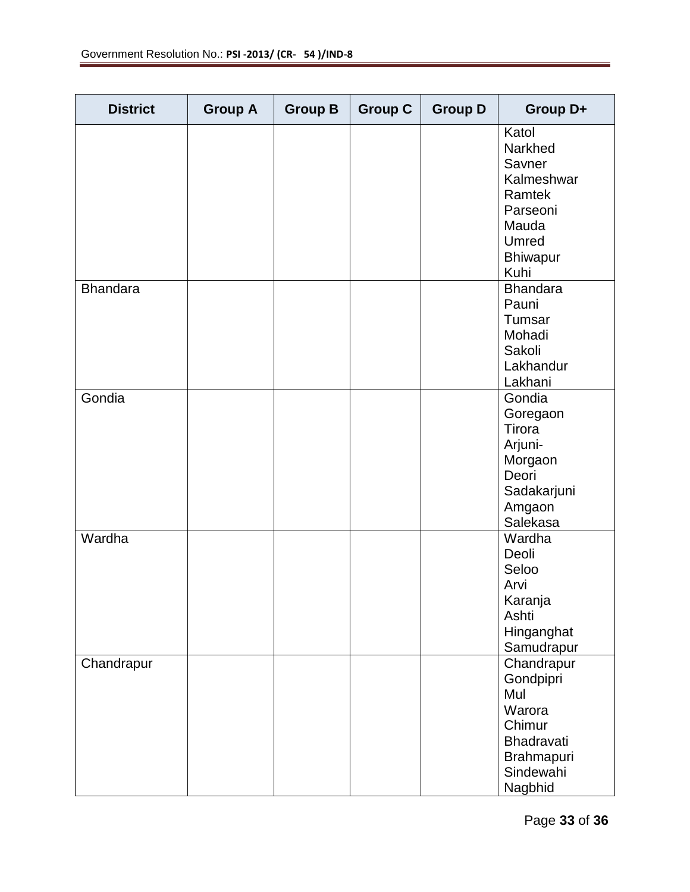| District | Group A | Group B | Group C | Group D | Group D+ |
|---|---|---|---|---|---|
| | | | | | Katol<br>Narkhed<br>Savner<br>Kalmeshwar<br>Ramtek<br>Parseoni<br>Mauda<br>Umred<br>Bhiwapur<br>Kuhi |
| Bhandara | | | | | Bhandara<br>Pauni<br>Tumsar<br>Mohadi<br>Sakoli<br>Lakhandur<br>Lakhani |
| Gondia | | | | | Gondia<br>Goregaon<br>Tirora<br>Arjuni-Morgaon<br>Deori<br>Sadakarjuni<br>Amgaon<br>Salekasa |
| Wardha | | | | | Wardha<br>Deoli<br>Seloo<br>Arvi<br>Karanja<br>Ashti<br>Hinganghat<br>Samudrapur |
| Chandrapur | | | | | Chandrapur<br>Gondpipri<br>Mul<br>Warora<br>Chimur<br>Bhadravati<br>Brahmapuri<br>Sindewahi<br>Nagbhid |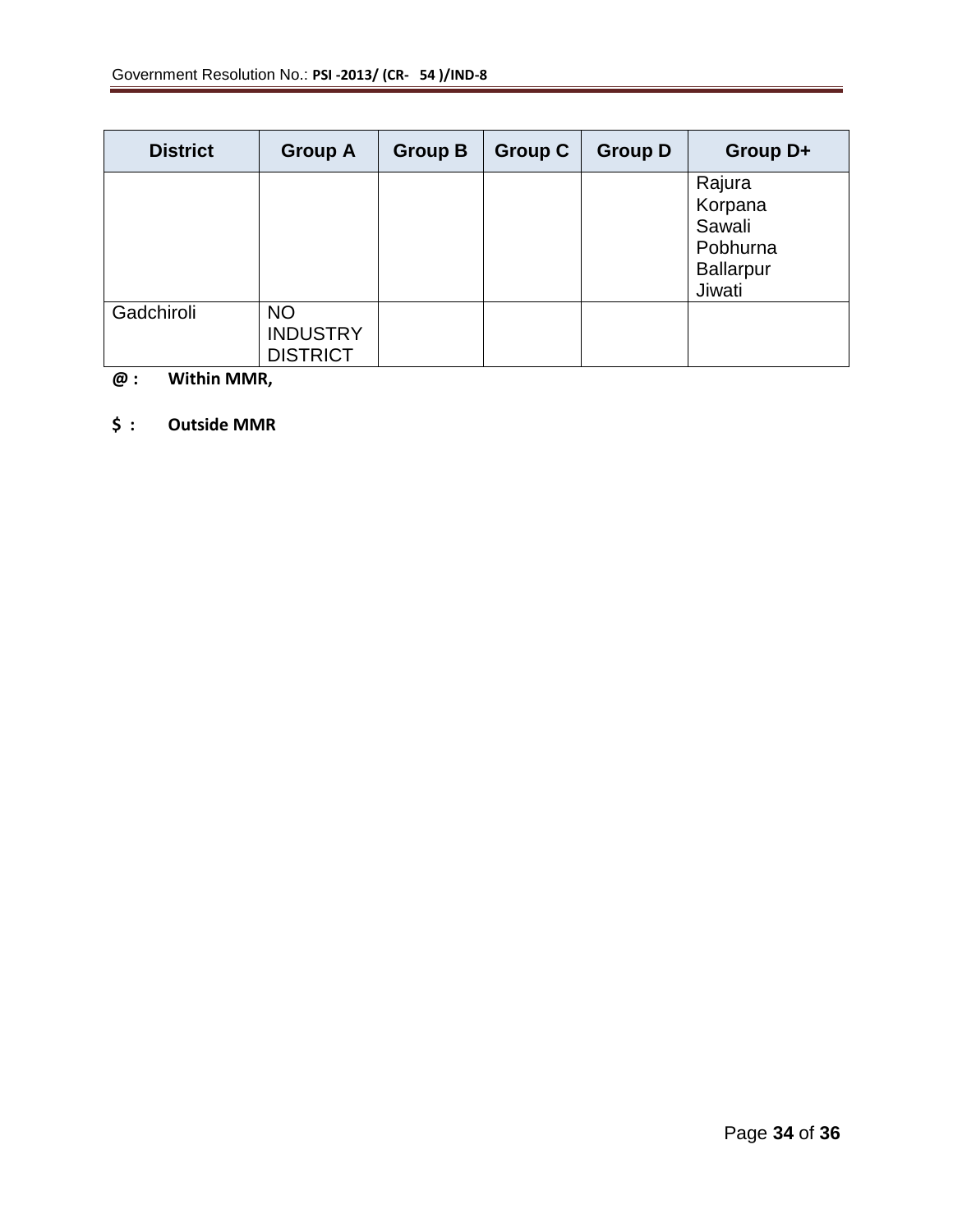| District | Group A | Group B | Group C | Group D | Group D+ |
|---|---|---|---|---|---|
| | | | | | Rajura<br>Korpana<br>Sawali<br>Pobhurna<br>Ballarpur<br>Jiwati |
| Gadchiroli | NO INDUSTRY DISTRICT | | | | |

**@ : Within MMR,**

**$ : Outside MMR**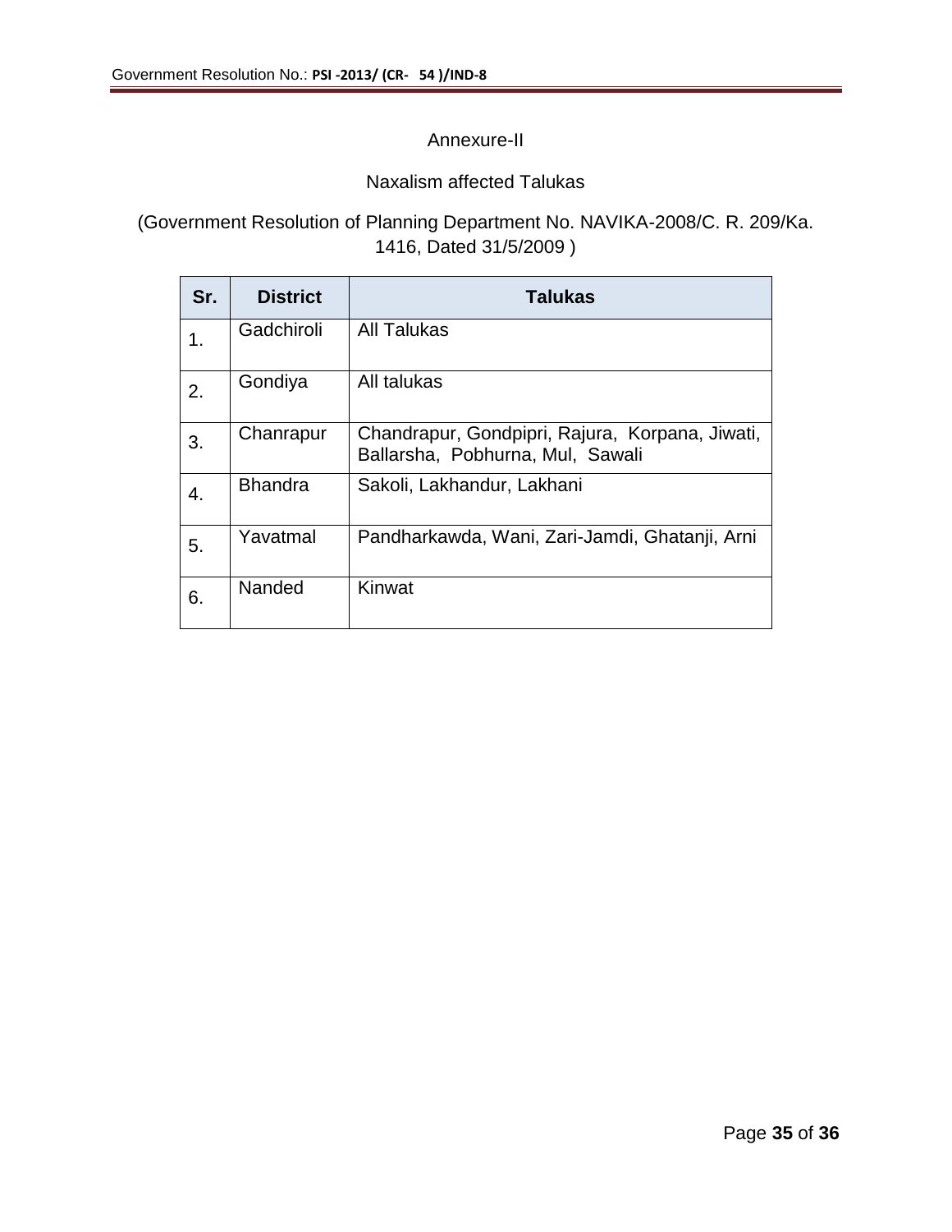## Annexure-II

### Naxalism affected Talukas

(Government Resolution of Planning Department No. NAVIKA-2008/C. R. 209/Ka. 1416, Dated 31/5/2009 )

| Sr. | District | Talukas |
|---|---|---|
| 1. | Gadchiroli | All Talukas |
| 2. | Gondiya | All talukas |
| 3. | Chanrapur | Chandrapur, Gondpipri, Rajura, Korpana, Jiwati, Ballarsha, Pobhurna, Mul, Sawali |
| 4. | Bhandra | Sakoli, Lakhandur, Lakhani |
| 5. | Yavatmal | Pandharkawda, Wani, Zari-Jamdi, Ghatanji, Arni |
| 6. | Nanded | Kinwat |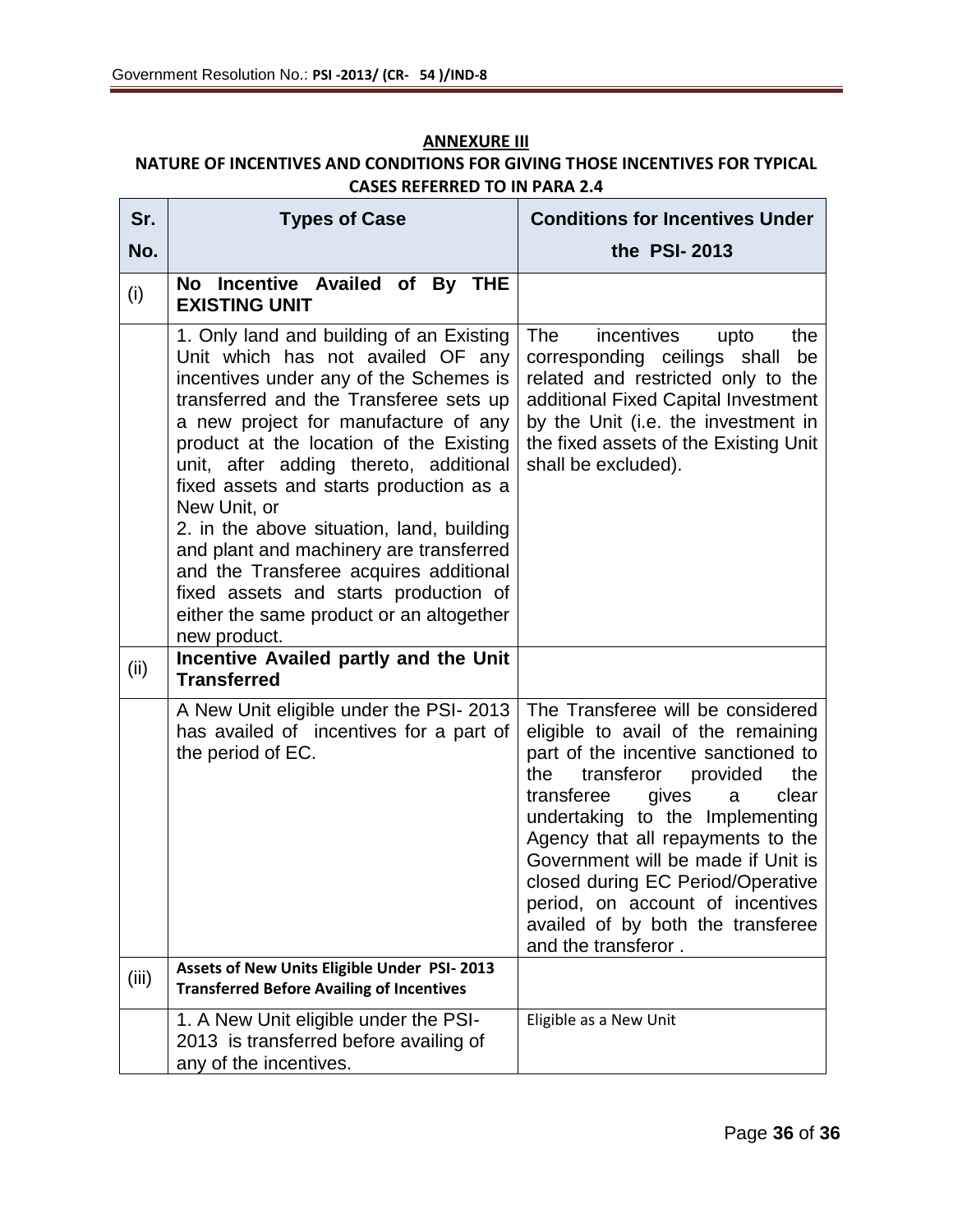## ANNEXURE III

### NATURE OF INCENTIVES AND CONDITIONS FOR GIVING THOSE INCENTIVES FOR TYPICAL CASES REFERRED TO IN PARA 2.4

| Sr. No. | Types of Case | Conditions for Incentives Under the PSI- 2013 |
|---|---|---|
| (i) | **No Incentive Availed of By THE EXISTING UNIT** | |
| | 1. Only land and building of an Existing Unit which has not availed OF any incentives under any of the Schemes is transferred and the Transferee sets up a new project for manufacture of any product at the location of the Existing unit, after adding thereto, additional fixed assets and starts production as a New Unit, or<br>2. in the above situation, land, building and plant and machinery are transferred and the Transferee acquires additional fixed assets and starts production of either the same product or an altogether new product. | The incentives upto the corresponding ceilings shall be related and restricted only to the additional Fixed Capital Investment by the Unit (i.e. the investment in the fixed assets of the Existing Unit shall be excluded). |
| (ii) | **Incentive Availed partly and the Unit Transferred** | |
| | A New Unit eligible under the PSI- 2013 has availed of incentives for a part of the period of EC. | The Transferee will be considered eligible to avail of the remaining part of the incentive sanctioned to the transferor provided the transferee gives a clear undertaking to the Implementing Agency that all repayments to the Government will be made if Unit is closed during EC Period/Operative period, on account of incentives availed of by both the transferee and the transferor . |
| (iii) | **Assets of New Units Eligible Under PSI- 2013 Transferred Before Availing of Incentives** | |
| | 1. A New Unit eligible under the PSI- 2013 is transferred before availing of any of the incentives. | Eligible as a New Unit |